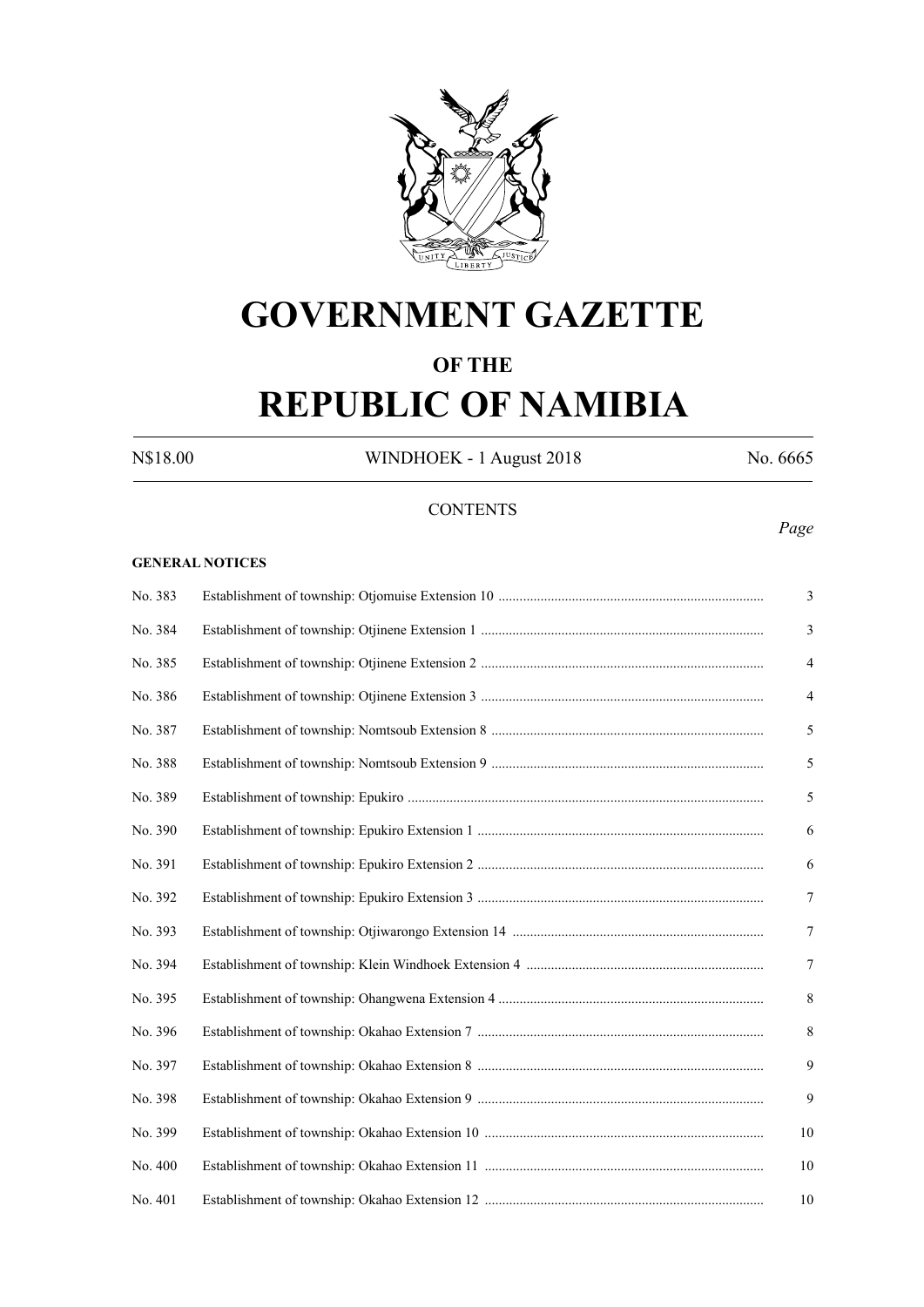# GOVERNMENT GAZETTE

## OF THE

# REPUBLIC OF NAMIBIA

N$18.00 WINDHOEK - 1 August 2018 No. 6665

CONTENTS

*Page*

**GENERAL NOTICES**

| | | |
|---|---|---|
| No. 383 | Establishment of township: Otjomuise Extension 10 | 3 |
| No. 384 | Establishment of township: Otjinene Extension 1 | 3 |
| No. 385 | Establishment of township: Otjinene Extension 2 | 4 |
| No. 386 | Establishment of township: Otjinene Extension 3 | 4 |
| No. 387 | Establishment of township: Nomtsoub Extension 8 | 5 |
| No. 388 | Establishment of township: Nomtsoub Extension 9 | 5 |
| No. 389 | Establishment of township: Epukiro | 5 |
| No. 390 | Establishment of township: Epukiro Extension 1 | 6 |
| No. 391 | Establishment of township: Epukiro Extension 2 | 6 |
| No. 392 | Establishment of township: Epukiro Extension 3 | 7 |
| No. 393 | Establishment of township: Otjiwarongo Extension 14 | 7 |
| No. 394 | Establishment of township: Klein Windhoek Extension 4 | 7 |
| No. 395 | Establishment of township: Ohangwena Extension 4 | 8 |
| No. 396 | Establishment of township: Okahao Extension 7 | 8 |
| No. 397 | Establishment of township: Okahao Extension 8 | 9 |
| No. 398 | Establishment of township: Okahao Extension 9 | 9 |
| No. 399 | Establishment of township: Okahao Extension 10 | 10 |
| No. 400 | Establishment of township: Okahao Extension 11 | 10 |
| No. 401 | Establishment of township: Okahao Extension 12 | 10 |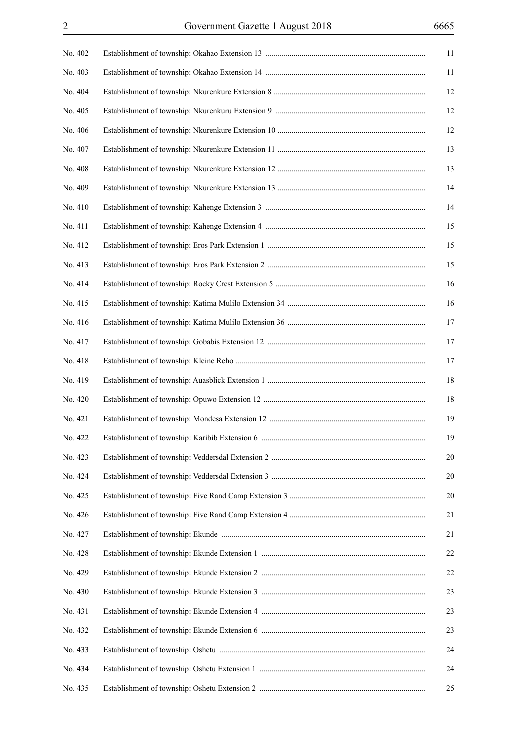| | | |
|---|---|---|
| No. 402 | Establishment of township: Okahao Extension 13 | 11 |
| No. 403 | Establishment of township: Okahao Extension 14 | 11 |
| No. 404 | Establishment of township: Nkurenkure Extension 8 | 12 |
| No. 405 | Establishment of township: Nkurenkuru Extension 9 | 12 |
| No. 406 | Establishment of township: Nkurenkure Extension 10 | 12 |
| No. 407 | Establishment of township: Nkurenkure Extension 11 | 13 |
| No. 408 | Establishment of township: Nkurenkure Extension 12 | 13 |
| No. 409 | Establishment of township: Nkurenkure Extension 13 | 14 |
| No. 410 | Establishment of township: Kahenge Extension 3 | 14 |
| No. 411 | Establishment of township: Kahenge Extension 4 | 15 |
| No. 412 | Establishment of township: Eros Park Extension 1 | 15 |
| No. 413 | Establishment of township: Eros Park Extension 2 | 15 |
| No. 414 | Establishment of township: Rocky Crest Extension 5 | 16 |
| No. 415 | Establishment of township: Katima Mulilo Extension 34 | 16 |
| No. 416 | Establishment of township: Katima Mulilo Extension 36 | 17 |
| No. 417 | Establishment of township: Gobabis Extension 12 | 17 |
| No. 418 | Establishment of township: Kleine Reho | 17 |
| No. 419 | Establishment of township: Auasblick Extension 1 | 18 |
| No. 420 | Establishment of township: Opuwo Extension 12 | 18 |
| No. 421 | Establishment of township: Mondesa Extension 12 | 19 |
| No. 422 | Establishment of township: Karibib Extension 6 | 19 |
| No. 423 | Establishment of township: Veddersdal Extension 2 | 20 |
| No. 424 | Establishment of township: Veddersdal Extension 3 | 20 |
| No. 425 | Establishment of township: Five Rand Camp Extension 3 | 20 |
| No. 426 | Establishment of township: Five Rand Camp Extension 4 | 21 |
| No. 427 | Establishment of township: Ekunde | 21 |
| No. 428 | Establishment of township: Ekunde Extension 1 | 22 |
| No. 429 | Establishment of township: Ekunde Extension 2 | 22 |
| No. 430 | Establishment of township: Ekunde Extension 3 | 23 |
| No. 431 | Establishment of township: Ekunde Extension 4 | 23 |
| No. 432 | Establishment of township: Ekunde Extension 6 | 23 |
| No. 433 | Establishment of township: Oshetu | 24 |
| No. 434 | Establishment of township: Oshetu Extension 1 | 24 |
| No. 435 | Establishment of township: Oshetu Extension 2 | 25 |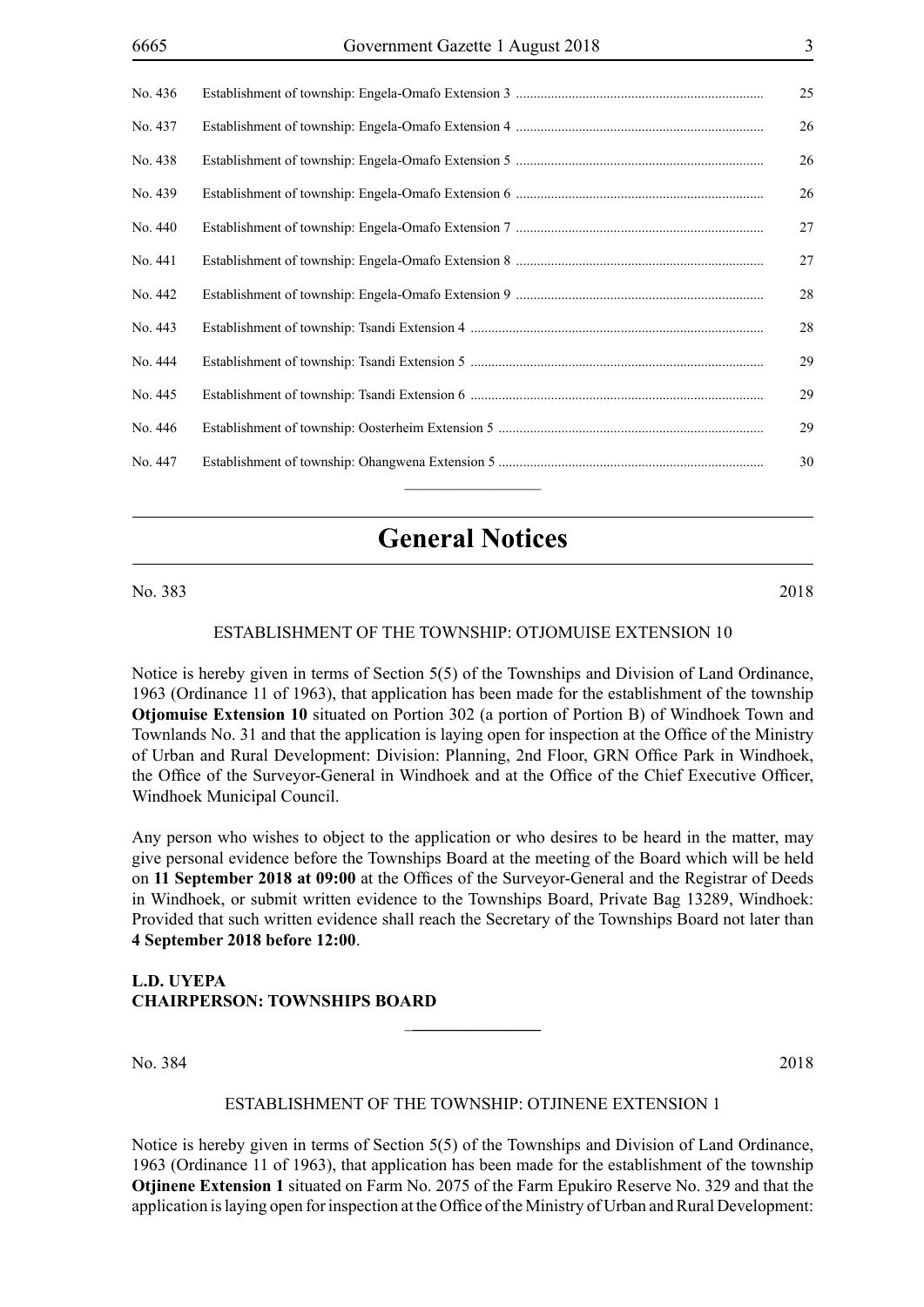| | | |
|---|---|---|
| No. 436 | Establishment of township: Engela-Omafo Extension 3 | 25 |
| No. 437 | Establishment of township: Engela-Omafo Extension 4 | 26 |
| No. 438 | Establishment of township: Engela-Omafo Extension 5 | 26 |
| No. 439 | Establishment of township: Engela-Omafo Extension 6 | 26 |
| No. 440 | Establishment of township: Engela-Omafo Extension 7 | 27 |
| No. 441 | Establishment of township: Engela-Omafo Extension 8 | 27 |
| No. 442 | Establishment of township: Engela-Omafo Extension 9 | 28 |
| No. 443 | Establishment of township: Tsandi Extension 4 | 28 |
| No. 444 | Establishment of township: Tsandi Extension 5 | 29 |
| No. 445 | Establishment of township: Tsandi Extension 6 | 29 |
| No. 446 | Establishment of township: Oosterheim Extension 5 | 29 |
| No. 447 | Establishment of township: Ohangwena Extension 5 | 30 |

# General Notices

No. 383 2018

ESTABLISHMENT OF THE TOWNSHIP: OTJOMUISE EXTENSION 10

Notice is hereby given in terms of Section 5(5) of the Townships and Division of Land Ordinance, 1963 (Ordinance 11 of 1963), that application has been made for the establishment of the township **Otjomuise Extension 10** situated on Portion 302 (a portion of Portion B) of Windhoek Town and Townlands No. 31 and that the application is laying open for inspection at the Office of the Ministry of Urban and Rural Development: Division: Planning, 2nd Floor, GRN Office Park in Windhoek, the Office of the Surveyor-General in Windhoek and at the Office of the Chief Executive Officer, Windhoek Municipal Council.

Any person who wishes to object to the application or who desires to be heard in the matter, may give personal evidence before the Townships Board at the meeting of the Board which will be held on **11 September 2018 at 09:00** at the Offices of the Surveyor-General and the Registrar of Deeds in Windhoek, or submit written evidence to the Townships Board, Private Bag 13289, Windhoek: Provided that such written evidence shall reach the Secretary of the Townships Board not later than **4 September 2018 before 12:00**.

**L.D. UYEPA**
**CHAIRPERSON: TOWNSHIPS BOARD**

---

No. 384 2018

ESTABLISHMENT OF THE TOWNSHIP: OTJINENE EXTENSION 1

Notice is hereby given in terms of Section 5(5) of the Townships and Division of Land Ordinance, 1963 (Ordinance 11 of 1963), that application has been made for the establishment of the township **Otjinene Extension 1** situated on Farm No. 2075 of the Farm Epukiro Reserve No. 329 and that the application is laying open for inspection at the Office of the Ministry of Urban and Rural Development: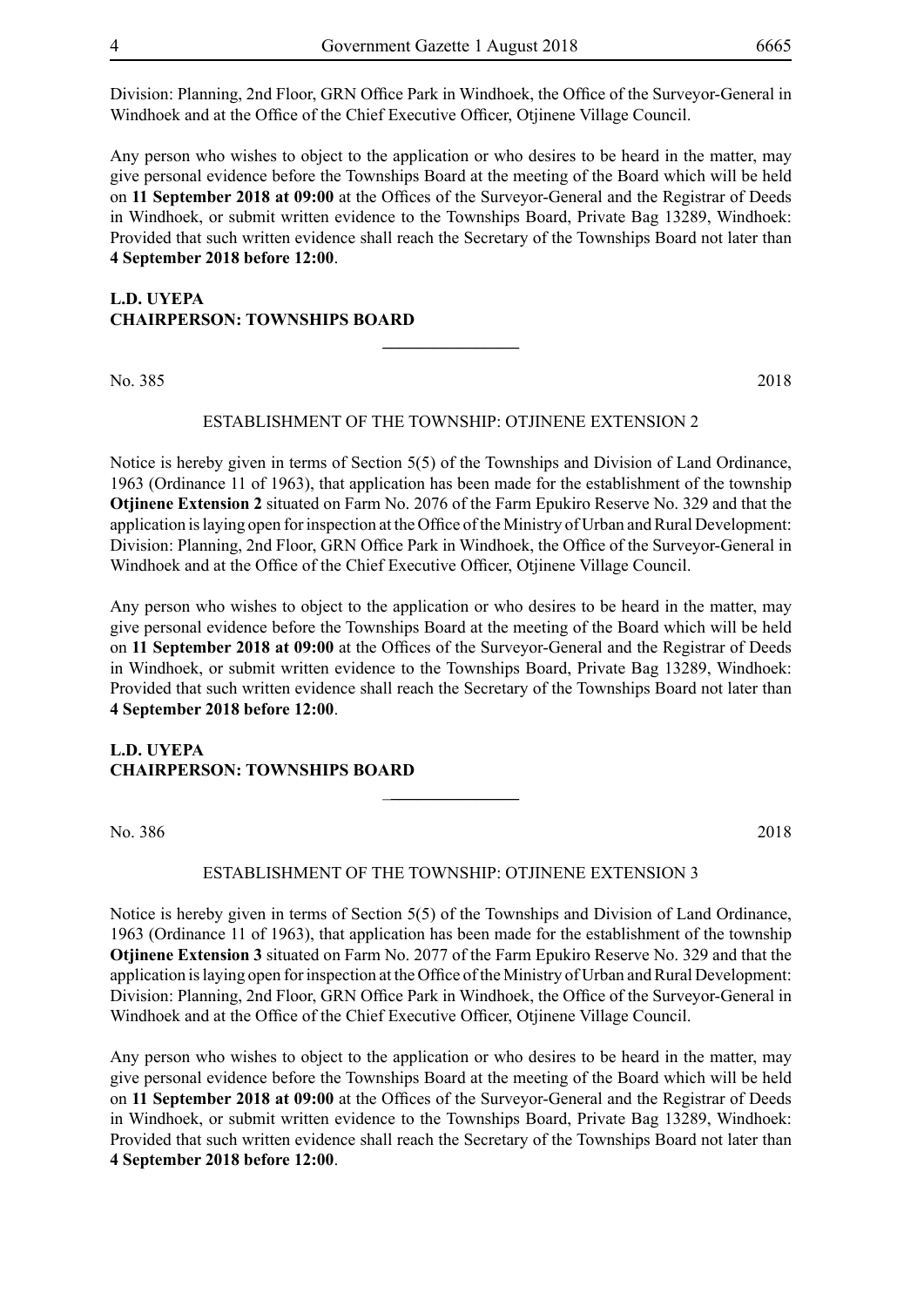Division: Planning, 2nd Floor, GRN Office Park in Windhoek, the Office of the Surveyor-General in Windhoek and at the Office of the Chief Executive Officer, Otjinene Village Council.

Any person who wishes to object to the application or who desires to be heard in the matter, may give personal evidence before the Townships Board at the meeting of the Board which will be held on **11 September 2018 at 09:00** at the Offices of the Surveyor-General and the Registrar of Deeds in Windhoek, or submit written evidence to the Townships Board, Private Bag 13289, Windhoek: Provided that such written evidence shall reach the Secretary of the Townships Board not later than **4 September 2018 before 12:00**.

**L.D. UYEPA**
**CHAIRPERSON: TOWNSHIPS BOARD**

---

No. 385 2018

ESTABLISHMENT OF THE TOWNSHIP: OTJINENE EXTENSION 2

Notice is hereby given in terms of Section 5(5) of the Townships and Division of Land Ordinance, 1963 (Ordinance 11 of 1963), that application has been made for the establishment of the township **Otjinene Extension 2** situated on Farm No. 2076 of the Farm Epukiro Reserve No. 329 and that the application is laying open for inspection at the Office of the Ministry of Urban and Rural Development: Division: Planning, 2nd Floor, GRN Office Park in Windhoek, the Office of the Surveyor-General in Windhoek and at the Office of the Chief Executive Officer, Otjinene Village Council.

Any person who wishes to object to the application or who desires to be heard in the matter, may give personal evidence before the Townships Board at the meeting of the Board which will be held on **11 September 2018 at 09:00** at the Offices of the Surveyor-General and the Registrar of Deeds in Windhoek, or submit written evidence to the Townships Board, Private Bag 13289, Windhoek: Provided that such written evidence shall reach the Secretary of the Townships Board not later than **4 September 2018 before 12:00**.

**L.D. UYEPA**
**CHAIRPERSON: TOWNSHIPS BOARD**

---

No. 386 2018

ESTABLISHMENT OF THE TOWNSHIP: OTJINENE EXTENSION 3

Notice is hereby given in terms of Section 5(5) of the Townships and Division of Land Ordinance, 1963 (Ordinance 11 of 1963), that application has been made for the establishment of the township **Otjinene Extension 3** situated on Farm No. 2077 of the Farm Epukiro Reserve No. 329 and that the application is laying open for inspection at the Office of the Ministry of Urban and Rural Development: Division: Planning, 2nd Floor, GRN Office Park in Windhoek, the Office of the Surveyor-General in Windhoek and at the Office of the Chief Executive Officer, Otjinene Village Council.

Any person who wishes to object to the application or who desires to be heard in the matter, may give personal evidence before the Townships Board at the meeting of the Board which will be held on **11 September 2018 at 09:00** at the Offices of the Surveyor-General and the Registrar of Deeds in Windhoek, or submit written evidence to the Townships Board, Private Bag 13289, Windhoek: Provided that such written evidence shall reach the Secretary of the Townships Board not later than **4 September 2018 before 12:00**.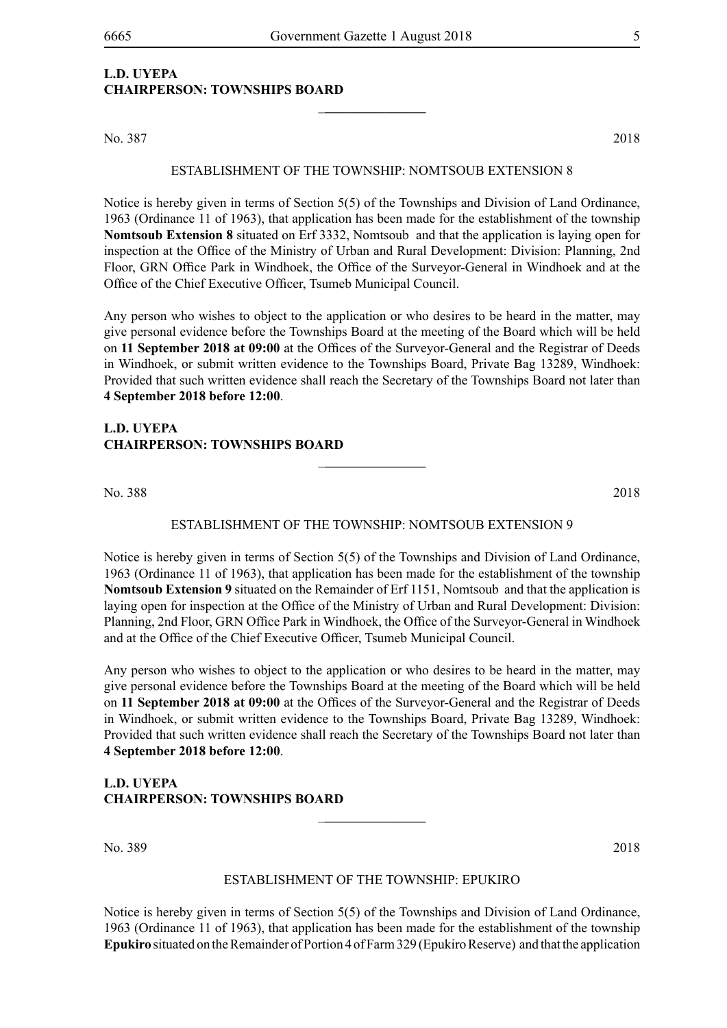**L.D. UYEPA**
**CHAIRPERSON: TOWNSHIPS BOARD**

---

No. 387 2018

ESTABLISHMENT OF THE TOWNSHIP: NOMTSOUB EXTENSION 8

Notice is hereby given in terms of Section 5(5) of the Townships and Division of Land Ordinance, 1963 (Ordinance 11 of 1963), that application has been made for the establishment of the township **Nomtsoub Extension 8** situated on Erf 3332, Nomtsoub and that the application is laying open for inspection at the Office of the Ministry of Urban and Rural Development: Division: Planning, 2nd Floor, GRN Office Park in Windhoek, the Office of the Surveyor-General in Windhoek and at the Office of the Chief Executive Officer, Tsumeb Municipal Council.

Any person who wishes to object to the application or who desires to be heard in the matter, may give personal evidence before the Townships Board at the meeting of the Board which will be held on **11 September 2018 at 09:00** at the Offices of the Surveyor-General and the Registrar of Deeds in Windhoek, or submit written evidence to the Townships Board, Private Bag 13289, Windhoek: Provided that such written evidence shall reach the Secretary of the Townships Board not later than **4 September 2018 before 12:00**.

**L.D. UYEPA**
**CHAIRPERSON: TOWNSHIPS BOARD**

---

No. 388 2018

ESTABLISHMENT OF THE TOWNSHIP: NOMTSOUB EXTENSION 9

Notice is hereby given in terms of Section 5(5) of the Townships and Division of Land Ordinance, 1963 (Ordinance 11 of 1963), that application has been made for the establishment of the township **Nomtsoub Extension 9** situated on the Remainder of Erf 1151, Nomtsoub and that the application is laying open for inspection at the Office of the Ministry of Urban and Rural Development: Division: Planning, 2nd Floor, GRN Office Park in Windhoek, the Office of the Surveyor-General in Windhoek and at the Office of the Chief Executive Officer, Tsumeb Municipal Council.

Any person who wishes to object to the application or who desires to be heard in the matter, may give personal evidence before the Townships Board at the meeting of the Board which will be held on **11 September 2018 at 09:00** at the Offices of the Surveyor-General and the Registrar of Deeds in Windhoek, or submit written evidence to the Townships Board, Private Bag 13289, Windhoek: Provided that such written evidence shall reach the Secretary of the Townships Board not later than **4 September 2018 before 12:00**.

**L.D. UYEPA**
**CHAIRPERSON: TOWNSHIPS BOARD**

---

No. 389 2018

ESTABLISHMENT OF THE TOWNSHIP: EPUKIRO

Notice is hereby given in terms of Section 5(5) of the Townships and Division of Land Ordinance, 1963 (Ordinance 11 of 1963), that application has been made for the establishment of the township **Epukiro** situated on the Remainder of Portion 4 of Farm 329 (Epukiro Reserve) and that the application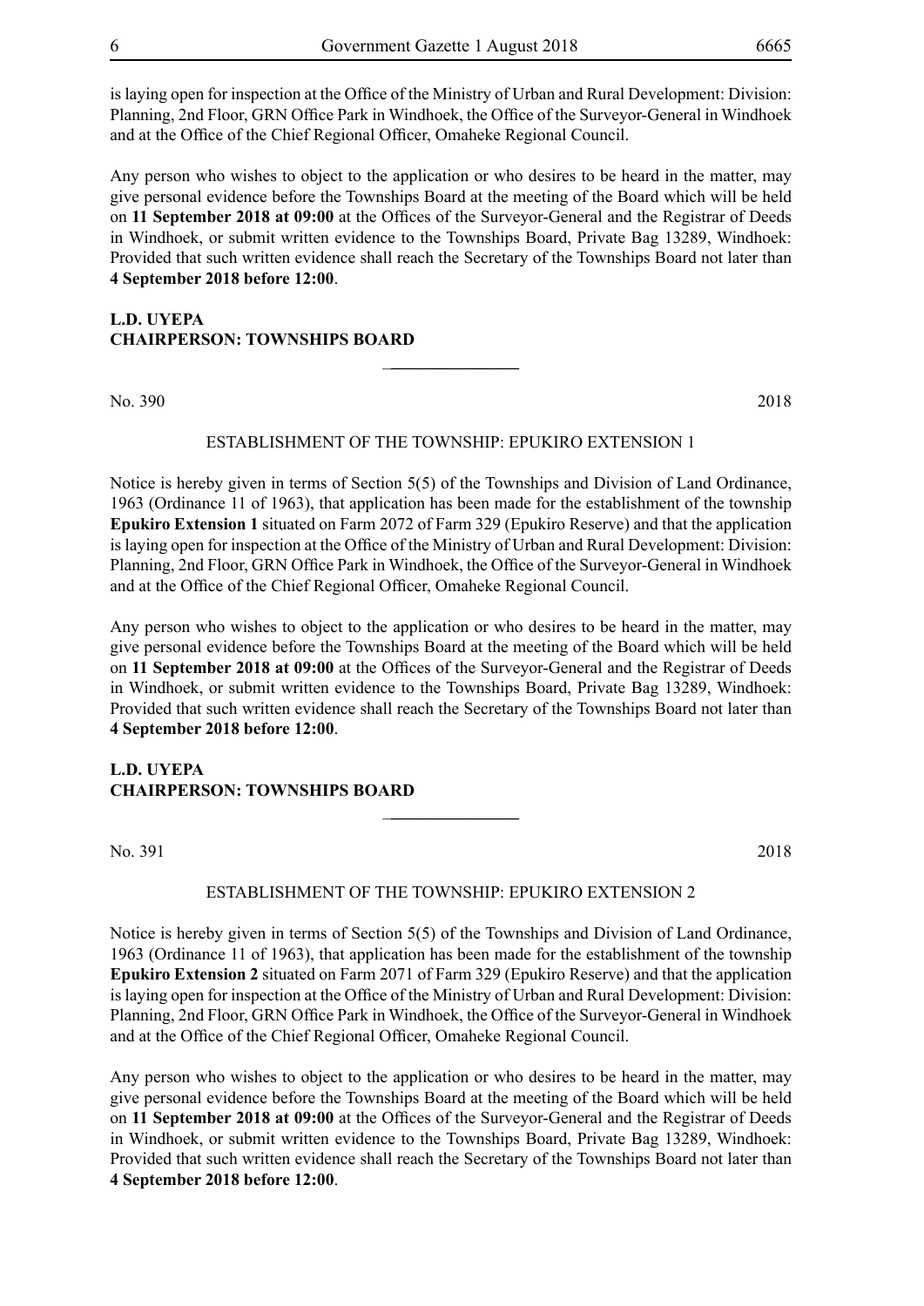is laying open for inspection at the Office of the Ministry of Urban and Rural Development: Division: Planning, 2nd Floor, GRN Office Park in Windhoek, the Office of the Surveyor-General in Windhoek and at the Office of the Chief Regional Officer, Omaheke Regional Council.

Any person who wishes to object to the application or who desires to be heard in the matter, may give personal evidence before the Townships Board at the meeting of the Board which will be held on **11 September 2018 at 09:00** at the Offices of the Surveyor-General and the Registrar of Deeds in Windhoek, or submit written evidence to the Townships Board, Private Bag 13289, Windhoek: Provided that such written evidence shall reach the Secretary of the Townships Board not later than **4 September 2018 before 12:00**.

**L.D. UYEPA**
**CHAIRPERSON: TOWNSHIPS BOARD**

---

No. 390 2018

ESTABLISHMENT OF THE TOWNSHIP: EPUKIRO EXTENSION 1

Notice is hereby given in terms of Section 5(5) of the Townships and Division of Land Ordinance, 1963 (Ordinance 11 of 1963), that application has been made for the establishment of the township **Epukiro Extension 1** situated on Farm 2072 of Farm 329 (Epukiro Reserve) and that the application is laying open for inspection at the Office of the Ministry of Urban and Rural Development: Division: Planning, 2nd Floor, GRN Office Park in Windhoek, the Office of the Surveyor-General in Windhoek and at the Office of the Chief Regional Officer, Omaheke Regional Council.

Any person who wishes to object to the application or who desires to be heard in the matter, may give personal evidence before the Townships Board at the meeting of the Board which will be held on **11 September 2018 at 09:00** at the Offices of the Surveyor-General and the Registrar of Deeds in Windhoek, or submit written evidence to the Townships Board, Private Bag 13289, Windhoek: Provided that such written evidence shall reach the Secretary of the Townships Board not later than **4 September 2018 before 12:00**.

**L.D. UYEPA**
**CHAIRPERSON: TOWNSHIPS BOARD**

---

No. 391 2018

ESTABLISHMENT OF THE TOWNSHIP: EPUKIRO EXTENSION 2

Notice is hereby given in terms of Section 5(5) of the Townships and Division of Land Ordinance, 1963 (Ordinance 11 of 1963), that application has been made for the establishment of the township **Epukiro Extension 2** situated on Farm 2071 of Farm 329 (Epukiro Reserve) and that the application is laying open for inspection at the Office of the Ministry of Urban and Rural Development: Division: Planning, 2nd Floor, GRN Office Park in Windhoek, the Office of the Surveyor-General in Windhoek and at the Office of the Chief Regional Officer, Omaheke Regional Council.

Any person who wishes to object to the application or who desires to be heard in the matter, may give personal evidence before the Townships Board at the meeting of the Board which will be held on **11 September 2018 at 09:00** at the Offices of the Surveyor-General and the Registrar of Deeds in Windhoek, or submit written evidence to the Townships Board, Private Bag 13289, Windhoek: Provided that such written evidence shall reach the Secretary of the Townships Board not later than **4 September 2018 before 12:00**.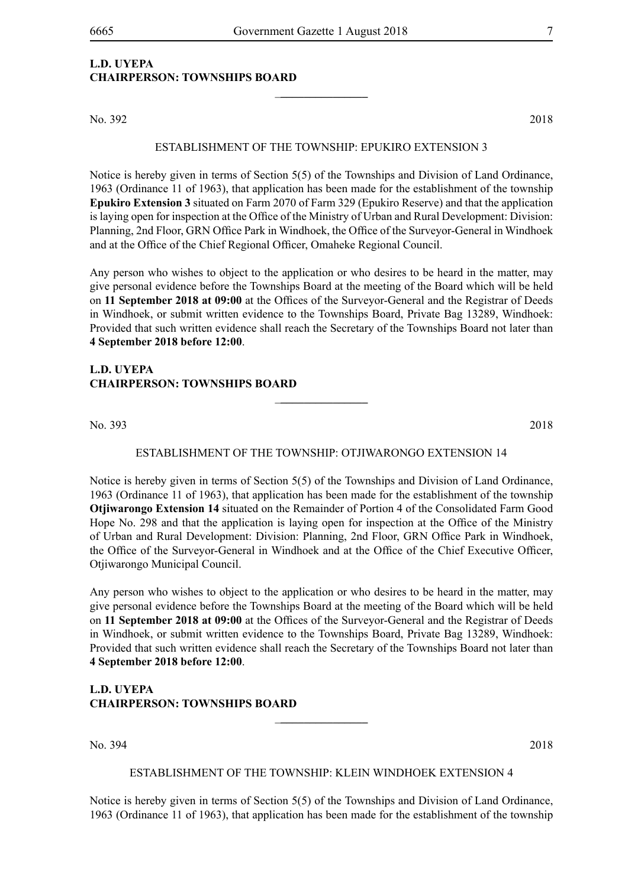**L.D. UYEPA**
**CHAIRPERSON: TOWNSHIPS BOARD**

---

No. 392 2018

ESTABLISHMENT OF THE TOWNSHIP: EPUKIRO EXTENSION 3

Notice is hereby given in terms of Section 5(5) of the Townships and Division of Land Ordinance, 1963 (Ordinance 11 of 1963), that application has been made for the establishment of the township **Epukiro Extension 3** situated on Farm 2070 of Farm 329 (Epukiro Reserve) and that the application is laying open for inspection at the Office of the Ministry of Urban and Rural Development: Division: Planning, 2nd Floor, GRN Office Park in Windhoek, the Office of the Surveyor-General in Windhoek and at the Office of the Chief Regional Officer, Omaheke Regional Council.

Any person who wishes to object to the application or who desires to be heard in the matter, may give personal evidence before the Townships Board at the meeting of the Board which will be held on **11 September 2018 at 09:00** at the Offices of the Surveyor-General and the Registrar of Deeds in Windhoek, or submit written evidence to the Townships Board, Private Bag 13289, Windhoek: Provided that such written evidence shall reach the Secretary of the Townships Board not later than **4 September 2018 before 12:00**.

**L.D. UYEPA**
**CHAIRPERSON: TOWNSHIPS BOARD**

---

No. 393 2018

ESTABLISHMENT OF THE TOWNSHIP: OTJIWARONGO EXTENSION 14

Notice is hereby given in terms of Section 5(5) of the Townships and Division of Land Ordinance, 1963 (Ordinance 11 of 1963), that application has been made for the establishment of the township **Otjiwarongo Extension 14** situated on the Remainder of Portion 4 of the Consolidated Farm Good Hope No. 298 and that the application is laying open for inspection at the Office of the Ministry of Urban and Rural Development: Division: Planning, 2nd Floor, GRN Office Park in Windhoek, the Office of the Surveyor-General in Windhoek and at the Office of the Chief Executive Officer, Otjiwarongo Municipal Council.

Any person who wishes to object to the application or who desires to be heard in the matter, may give personal evidence before the Townships Board at the meeting of the Board which will be held on **11 September 2018 at 09:00** at the Offices of the Surveyor-General and the Registrar of Deeds in Windhoek, or submit written evidence to the Townships Board, Private Bag 13289, Windhoek: Provided that such written evidence shall reach the Secretary of the Townships Board not later than **4 September 2018 before 12:00**.

**L.D. UYEPA**
**CHAIRPERSON: TOWNSHIPS BOARD**

---

No. 394 2018

ESTABLISHMENT OF THE TOWNSHIP: KLEIN WINDHOEK EXTENSION 4

Notice is hereby given in terms of Section 5(5) of the Townships and Division of Land Ordinance, 1963 (Ordinance 11 of 1963), that application has been made for the establishment of the township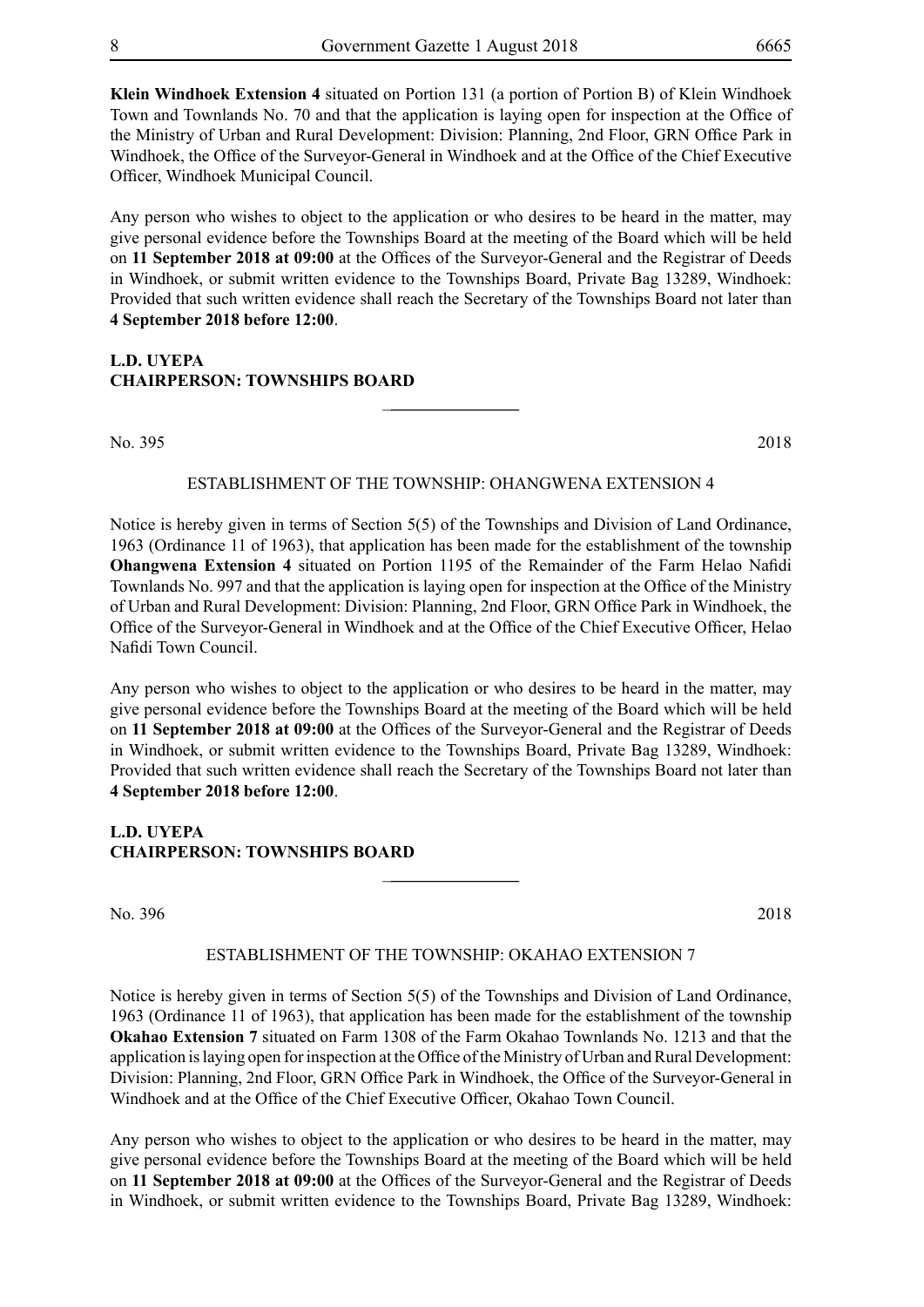**Klein Windhoek Extension 4** situated on Portion 131 (a portion of Portion B) of Klein Windhoek Town and Townlands No. 70 and that the application is laying open for inspection at the Office of the Ministry of Urban and Rural Development: Division: Planning, 2nd Floor, GRN Office Park in Windhoek, the Office of the Surveyor-General in Windhoek and at the Office of the Chief Executive Officer, Windhoek Municipal Council.

Any person who wishes to object to the application or who desires to be heard in the matter, may give personal evidence before the Townships Board at the meeting of the Board which will be held on **11 September 2018 at 09:00** at the Offices of the Surveyor-General and the Registrar of Deeds in Windhoek, or submit written evidence to the Townships Board, Private Bag 13289, Windhoek: Provided that such written evidence shall reach the Secretary of the Townships Board not later than **4 September 2018 before 12:00**.

**L.D. UYEPA**
**CHAIRPERSON: TOWNSHIPS BOARD**

---

No. 395 2018

ESTABLISHMENT OF THE TOWNSHIP: OHANGWENA EXTENSION 4

Notice is hereby given in terms of Section 5(5) of the Townships and Division of Land Ordinance, 1963 (Ordinance 11 of 1963), that application has been made for the establishment of the township **Ohangwena Extension 4** situated on Portion 1195 of the Remainder of the Farm Helao Nafidi Townlands No. 997 and that the application is laying open for inspection at the Office of the Ministry of Urban and Rural Development: Division: Planning, 2nd Floor, GRN Office Park in Windhoek, the Office of the Surveyor-General in Windhoek and at the Office of the Chief Executive Officer, Helao Nafidi Town Council.

Any person who wishes to object to the application or who desires to be heard in the matter, may give personal evidence before the Townships Board at the meeting of the Board which will be held on **11 September 2018 at 09:00** at the Offices of the Surveyor-General and the Registrar of Deeds in Windhoek, or submit written evidence to the Townships Board, Private Bag 13289, Windhoek: Provided that such written evidence shall reach the Secretary of the Townships Board not later than **4 September 2018 before 12:00**.

**L.D. UYEPA**
**CHAIRPERSON: TOWNSHIPS BOARD**

---

No. 396 2018

ESTABLISHMENT OF THE TOWNSHIP: OKAHAO EXTENSION 7

Notice is hereby given in terms of Section 5(5) of the Townships and Division of Land Ordinance, 1963 (Ordinance 11 of 1963), that application has been made for the establishment of the township **Okahao Extension 7** situated on Farm 1308 of the Farm Okahao Townlands No. 1213 and that the application is laying open for inspection at the Office of the Ministry of Urban and Rural Development: Division: Planning, 2nd Floor, GRN Office Park in Windhoek, the Office of the Surveyor-General in Windhoek and at the Office of the Chief Executive Officer, Okahao Town Council.

Any person who wishes to object to the application or who desires to be heard in the matter, may give personal evidence before the Townships Board at the meeting of the Board which will be held on **11 September 2018 at 09:00** at the Offices of the Surveyor-General and the Registrar of Deeds in Windhoek, or submit written evidence to the Townships Board, Private Bag 13289, Windhoek: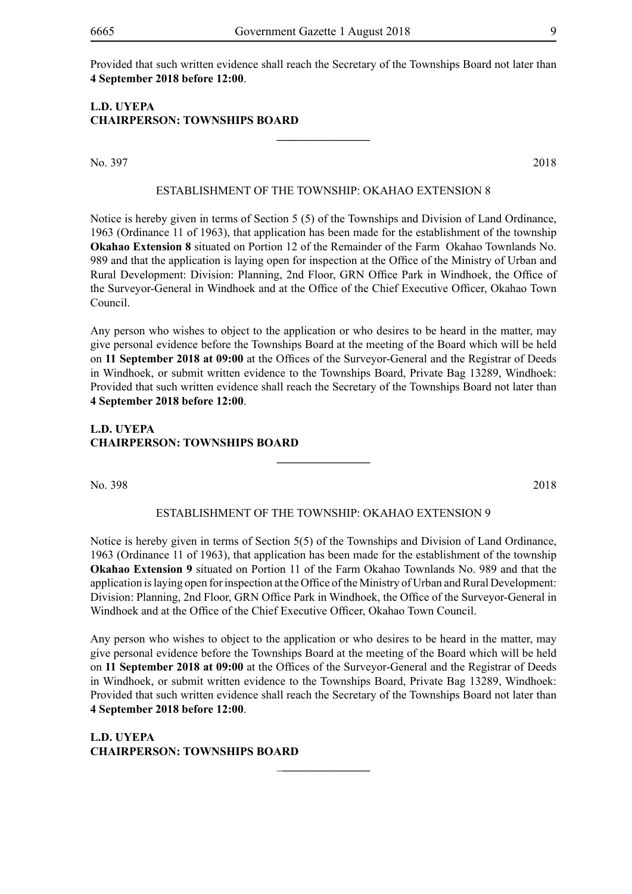Provided that such written evidence shall reach the Secretary of the Townships Board not later than **4 September 2018 before 12:00**.

**L.D. UYEPA**
**CHAIRPERSON: TOWNSHIPS BOARD**

---

No. 397 2018

ESTABLISHMENT OF THE TOWNSHIP: OKAHAO EXTENSION 8

Notice is hereby given in terms of Section 5 (5) of the Townships and Division of Land Ordinance, 1963 (Ordinance 11 of 1963), that application has been made for the establishment of the township **Okahao Extension 8** situated on Portion 12 of the Remainder of the Farm Okahao Townlands No. 989 and that the application is laying open for inspection at the Office of the Ministry of Urban and Rural Development: Division: Planning, 2nd Floor, GRN Office Park in Windhoek, the Office of the Surveyor-General in Windhoek and at the Office of the Chief Executive Officer, Okahao Town Council.

Any person who wishes to object to the application or who desires to be heard in the matter, may give personal evidence before the Townships Board at the meeting of the Board which will be held on **11 September 2018 at 09:00** at the Offices of the Surveyor-General and the Registrar of Deeds in Windhoek, or submit written evidence to the Townships Board, Private Bag 13289, Windhoek: Provided that such written evidence shall reach the Secretary of the Townships Board not later than **4 September 2018 before 12:00**.

**L.D. UYEPA**
**CHAIRPERSON: TOWNSHIPS BOARD**

---

No. 398 2018

ESTABLISHMENT OF THE TOWNSHIP: OKAHAO EXTENSION 9

Notice is hereby given in terms of Section 5(5) of the Townships and Division of Land Ordinance, 1963 (Ordinance 11 of 1963), that application has been made for the establishment of the township **Okahao Extension 9** situated on Portion 11 of the Farm Okahao Townlands No. 989 and that the application is laying open for inspection at the Office of the Ministry of Urban and Rural Development: Division: Planning, 2nd Floor, GRN Office Park in Windhoek, the Office of the Surveyor-General in Windhoek and at the Office of the Chief Executive Officer, Okahao Town Council.

Any person who wishes to object to the application or who desires to be heard in the matter, may give personal evidence before the Townships Board at the meeting of the Board which will be held on **11 September 2018 at 09:00** at the Offices of the Surveyor-General and the Registrar of Deeds in Windhoek, or submit written evidence to the Townships Board, Private Bag 13289, Windhoek: Provided that such written evidence shall reach the Secretary of the Townships Board not later than **4 September 2018 before 12:00**.

**L.D. UYEPA**
**CHAIRPERSON: TOWNSHIPS BOARD**

---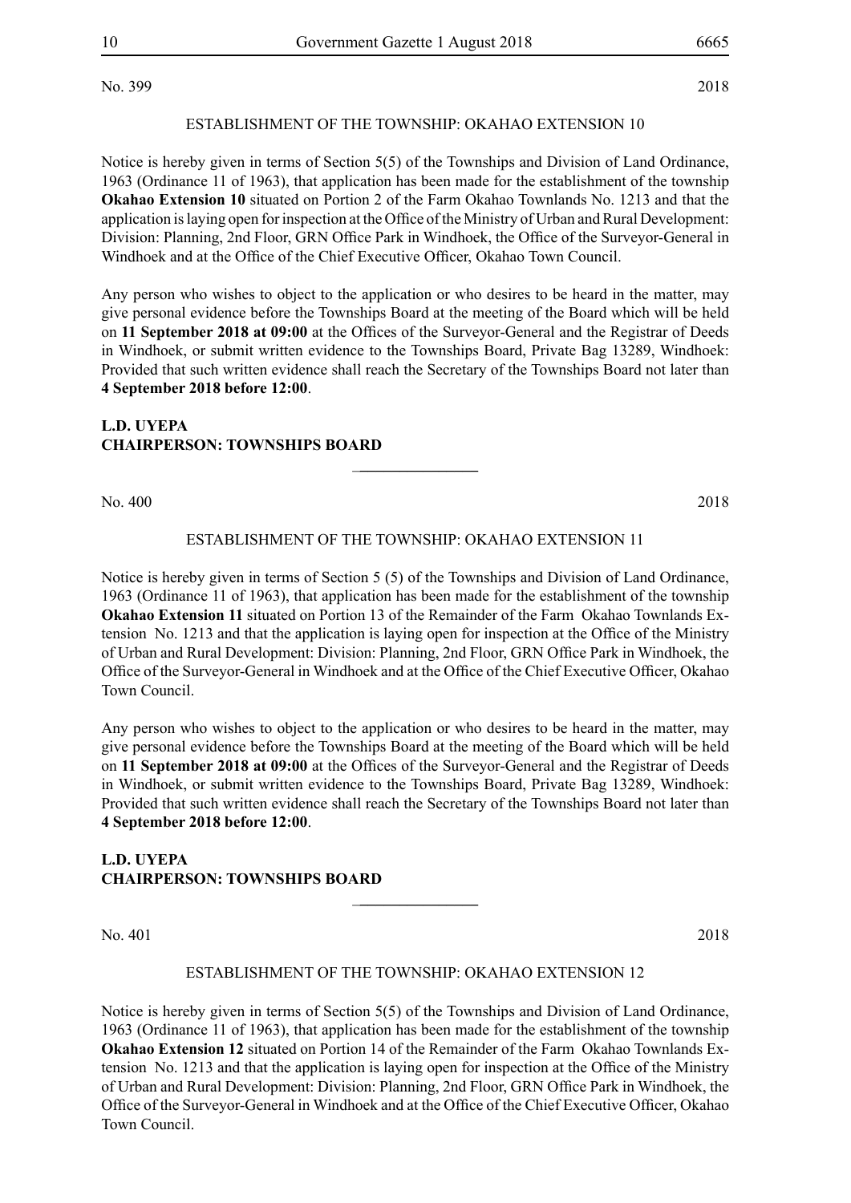No. 399 2018

ESTABLISHMENT OF THE TOWNSHIP: OKAHAO EXTENSION 10

Notice is hereby given in terms of Section 5(5) of the Townships and Division of Land Ordinance, 1963 (Ordinance 11 of 1963), that application has been made for the establishment of the township **Okahao Extension 10** situated on Portion 2 of the Farm Okahao Townlands No. 1213 and that the application is laying open for inspection at the Office of the Ministry of Urban and Rural Development: Division: Planning, 2nd Floor, GRN Office Park in Windhoek, the Office of the Surveyor-General in Windhoek and at the Office of the Chief Executive Officer, Okahao Town Council.

Any person who wishes to object to the application or who desires to be heard in the matter, may give personal evidence before the Townships Board at the meeting of the Board which will be held on **11 September 2018 at 09:00** at the Offices of the Surveyor-General and the Registrar of Deeds in Windhoek, or submit written evidence to the Townships Board, Private Bag 13289, Windhoek: Provided that such written evidence shall reach the Secretary of the Townships Board not later than **4 September 2018 before 12:00**.

**L.D. UYEPA**
**CHAIRPERSON: TOWNSHIPS BOARD**

---

No. 400 2018

ESTABLISHMENT OF THE TOWNSHIP: OKAHAO EXTENSION 11

Notice is hereby given in terms of Section 5 (5) of the Townships and Division of Land Ordinance, 1963 (Ordinance 11 of 1963), that application has been made for the establishment of the township **Okahao Extension 11** situated on Portion 13 of the Remainder of the Farm Okahao Townlands Extension No. 1213 and that the application is laying open for inspection at the Office of the Ministry of Urban and Rural Development: Division: Planning, 2nd Floor, GRN Office Park in Windhoek, the Office of the Surveyor-General in Windhoek and at the Office of the Chief Executive Officer, Okahao Town Council.

Any person who wishes to object to the application or who desires to be heard in the matter, may give personal evidence before the Townships Board at the meeting of the Board which will be held on **11 September 2018 at 09:00** at the Offices of the Surveyor-General and the Registrar of Deeds in Windhoek, or submit written evidence to the Townships Board, Private Bag 13289, Windhoek: Provided that such written evidence shall reach the Secretary of the Townships Board not later than **4 September 2018 before 12:00**.

**L.D. UYEPA**
**CHAIRPERSON: TOWNSHIPS BOARD**

---

No. 401 2018

ESTABLISHMENT OF THE TOWNSHIP: OKAHAO EXTENSION 12

Notice is hereby given in terms of Section 5(5) of the Townships and Division of Land Ordinance, 1963 (Ordinance 11 of 1963), that application has been made for the establishment of the township **Okahao Extension 12** situated on Portion 14 of the Remainder of the Farm Okahao Townlands Extension No. 1213 and that the application is laying open for inspection at the Office of the Ministry of Urban and Rural Development: Division: Planning, 2nd Floor, GRN Office Park in Windhoek, the Office of the Surveyor-General in Windhoek and at the Office of the Chief Executive Officer, Okahao Town Council.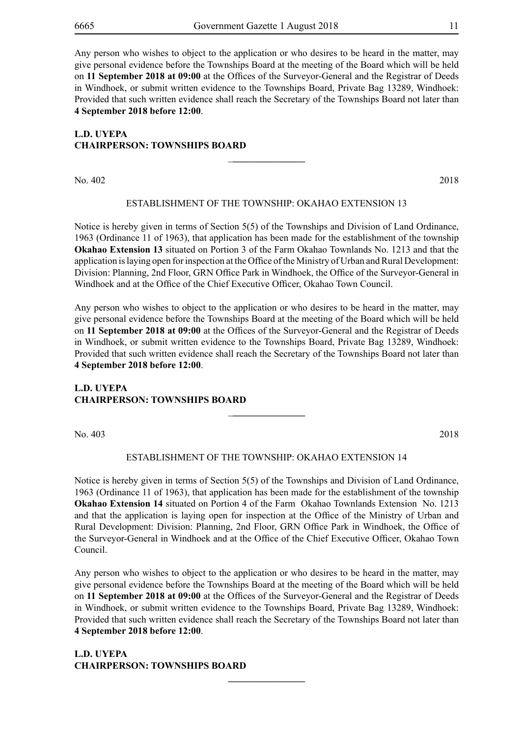Any person who wishes to object to the application or who desires to be heard in the matter, may give personal evidence before the Townships Board at the meeting of the Board which will be held on **11 September 2018 at 09:00** at the Offices of the Surveyor-General and the Registrar of Deeds in Windhoek, or submit written evidence to the Townships Board, Private Bag 13289, Windhoek: Provided that such written evidence shall reach the Secretary of the Townships Board not later than **4 September 2018 before 12:00**.

**L.D. UYEPA**
**CHAIRPERSON: TOWNSHIPS BOARD**

---

No. 402 2018

ESTABLISHMENT OF THE TOWNSHIP: OKAHAO EXTENSION 13

Notice is hereby given in terms of Section 5(5) of the Townships and Division of Land Ordinance, 1963 (Ordinance 11 of 1963), that application has been made for the establishment of the township **Okahao Extension 13** situated on Portion 3 of the Farm Okahao Townlands No. 1213 and that the application is laying open for inspection at the Office of the Ministry of Urban and Rural Development: Division: Planning, 2nd Floor, GRN Office Park in Windhoek, the Office of the Surveyor-General in Windhoek and at the Office of the Chief Executive Officer, Okahao Town Council.

Any person who wishes to object to the application or who desires to be heard in the matter, may give personal evidence before the Townships Board at the meeting of the Board which will be held on **11 September 2018 at 09:00** at the Offices of the Surveyor-General and the Registrar of Deeds in Windhoek, or submit written evidence to the Townships Board, Private Bag 13289, Windhoek: Provided that such written evidence shall reach the Secretary of the Townships Board not later than **4 September 2018 before 12:00**.

**L.D. UYEPA**
**CHAIRPERSON: TOWNSHIPS BOARD**

---

No. 403 2018

ESTABLISHMENT OF THE TOWNSHIP: OKAHAO EXTENSION 14

Notice is hereby given in terms of Section 5(5) of the Townships and Division of Land Ordinance, 1963 (Ordinance 11 of 1963), that application has been made for the establishment of the township **Okahao Extension 14** situated on Portion 4 of the Farm Okahao Townlands Extension No. 1213 and that the application is laying open for inspection at the Office of the Ministry of Urban and Rural Development: Division: Planning, 2nd Floor, GRN Office Park in Windhoek, the Office of the Surveyor-General in Windhoek and at the Office of the Chief Executive Officer, Okahao Town Council.

Any person who wishes to object to the application or who desires to be heard in the matter, may give personal evidence before the Townships Board at the meeting of the Board which will be held on **11 September 2018 at 09:00** at the Offices of the Surveyor-General and the Registrar of Deeds in Windhoek, or submit written evidence to the Townships Board, Private Bag 13289, Windhoek: Provided that such written evidence shall reach the Secretary of the Townships Board not later than **4 September 2018 before 12:00**.

**L.D. UYEPA**
**CHAIRPERSON: TOWNSHIPS BOARD**

---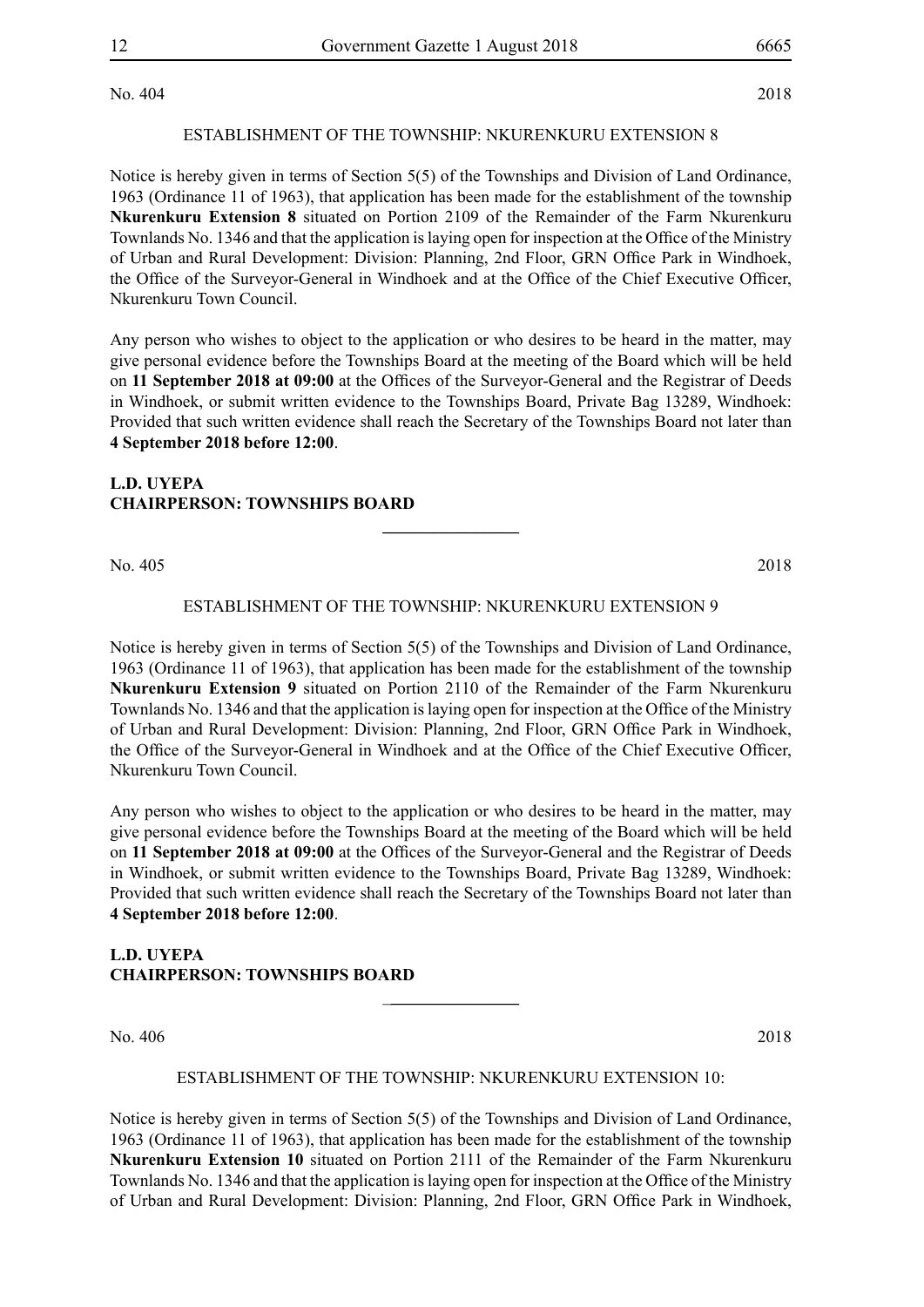No. 404 2018

ESTABLISHMENT OF THE TOWNSHIP: NKURENKURU EXTENSION 8

Notice is hereby given in terms of Section 5(5) of the Townships and Division of Land Ordinance, 1963 (Ordinance 11 of 1963), that application has been made for the establishment of the township **Nkurenkuru Extension 8** situated on Portion 2109 of the Remainder of the Farm Nkurenkuru Townlands No. 1346 and that the application is laying open for inspection at the Office of the Ministry of Urban and Rural Development: Division: Planning, 2nd Floor, GRN Office Park in Windhoek, the Office of the Surveyor-General in Windhoek and at the Office of the Chief Executive Officer, Nkurenkuru Town Council.

Any person who wishes to object to the application or who desires to be heard in the matter, may give personal evidence before the Townships Board at the meeting of the Board which will be held on **11 September 2018 at 09:00** at the Offices of the Surveyor-General and the Registrar of Deeds in Windhoek, or submit written evidence to the Townships Board, Private Bag 13289, Windhoek: Provided that such written evidence shall reach the Secretary of the Townships Board not later than **4 September 2018 before 12:00**.

**L.D. UYEPA**
**CHAIRPERSON: TOWNSHIPS BOARD**

---

No. 405 2018

ESTABLISHMENT OF THE TOWNSHIP: NKURENKURU EXTENSION 9

Notice is hereby given in terms of Section 5(5) of the Townships and Division of Land Ordinance, 1963 (Ordinance 11 of 1963), that application has been made for the establishment of the township **Nkurenkuru Extension 9** situated on Portion 2110 of the Remainder of the Farm Nkurenkuru Townlands No. 1346 and that the application is laying open for inspection at the Office of the Ministry of Urban and Rural Development: Division: Planning, 2nd Floor, GRN Office Park in Windhoek, the Office of the Surveyor-General in Windhoek and at the Office of the Chief Executive Officer, Nkurenkuru Town Council.

Any person who wishes to object to the application or who desires to be heard in the matter, may give personal evidence before the Townships Board at the meeting of the Board which will be held on **11 September 2018 at 09:00** at the Offices of the Surveyor-General and the Registrar of Deeds in Windhoek, or submit written evidence to the Townships Board, Private Bag 13289, Windhoek: Provided that such written evidence shall reach the Secretary of the Townships Board not later than **4 September 2018 before 12:00**.

**L.D. UYEPA**
**CHAIRPERSON: TOWNSHIPS BOARD**

---

No. 406 2018

ESTABLISHMENT OF THE TOWNSHIP: NKURENKURU EXTENSION 10:

Notice is hereby given in terms of Section 5(5) of the Townships and Division of Land Ordinance, 1963 (Ordinance 11 of 1963), that application has been made for the establishment of the township **Nkurenkuru Extension 10** situated on Portion 2111 of the Remainder of the Farm Nkurenkuru Townlands No. 1346 and that the application is laying open for inspection at the Office of the Ministry of Urban and Rural Development: Division: Planning, 2nd Floor, GRN Office Park in Windhoek,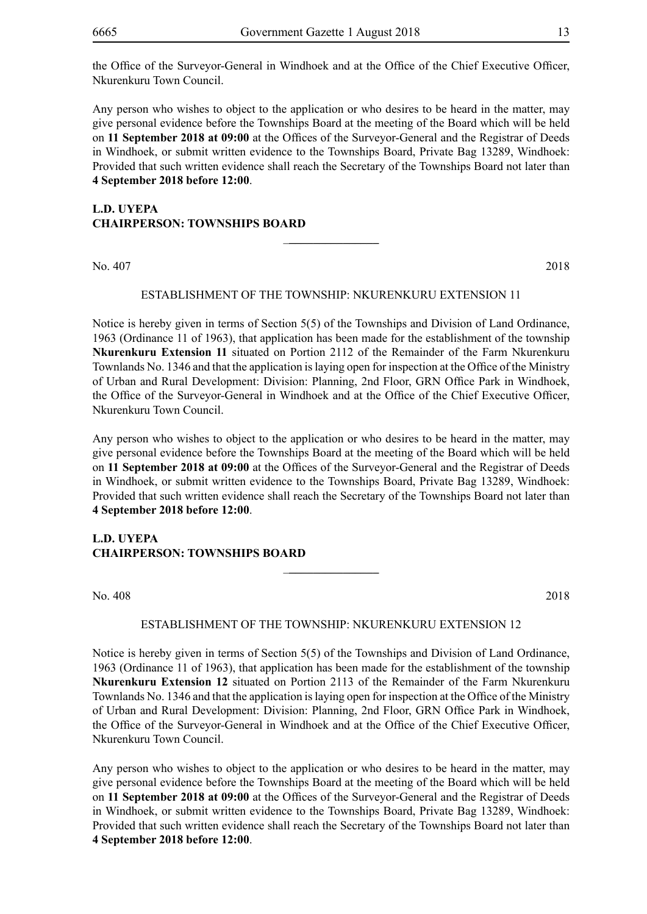the Office of the Surveyor-General in Windhoek and at the Office of the Chief Executive Officer, Nkurenkuru Town Council.

Any person who wishes to object to the application or who desires to be heard in the matter, may give personal evidence before the Townships Board at the meeting of the Board which will be held on **11 September 2018 at 09:00** at the Offices of the Surveyor-General and the Registrar of Deeds in Windhoek, or submit written evidence to the Townships Board, Private Bag 13289, Windhoek: Provided that such written evidence shall reach the Secretary of the Townships Board not later than **4 September 2018 before 12:00**.

**L.D. UYEPA**
**CHAIRPERSON: TOWNSHIPS BOARD**

---

No. 407 2018

ESTABLISHMENT OF THE TOWNSHIP: NKURENKURU EXTENSION 11

Notice is hereby given in terms of Section 5(5) of the Townships and Division of Land Ordinance, 1963 (Ordinance 11 of 1963), that application has been made for the establishment of the township **Nkurenkuru Extension 11** situated on Portion 2112 of the Remainder of the Farm Nkurenkuru Townlands No. 1346 and that the application is laying open for inspection at the Office of the Ministry of Urban and Rural Development: Division: Planning, 2nd Floor, GRN Office Park in Windhoek, the Office of the Surveyor-General in Windhoek and at the Office of the Chief Executive Officer, Nkurenkuru Town Council.

Any person who wishes to object to the application or who desires to be heard in the matter, may give personal evidence before the Townships Board at the meeting of the Board which will be held on **11 September 2018 at 09:00** at the Offices of the Surveyor-General and the Registrar of Deeds in Windhoek, or submit written evidence to the Townships Board, Private Bag 13289, Windhoek: Provided that such written evidence shall reach the Secretary of the Townships Board not later than **4 September 2018 before 12:00**.

**L.D. UYEPA**
**CHAIRPERSON: TOWNSHIPS BOARD**

---

No. 408 2018

ESTABLISHMENT OF THE TOWNSHIP: NKURENKURU EXTENSION 12

Notice is hereby given in terms of Section 5(5) of the Townships and Division of Land Ordinance, 1963 (Ordinance 11 of 1963), that application has been made for the establishment of the township **Nkurenkuru Extension 12** situated on Portion 2113 of the Remainder of the Farm Nkurenkuru Townlands No. 1346 and that the application is laying open for inspection at the Office of the Ministry of Urban and Rural Development: Division: Planning, 2nd Floor, GRN Office Park in Windhoek, the Office of the Surveyor-General in Windhoek and at the Office of the Chief Executive Officer, Nkurenkuru Town Council.

Any person who wishes to object to the application or who desires to be heard in the matter, may give personal evidence before the Townships Board at the meeting of the Board which will be held on **11 September 2018 at 09:00** at the Offices of the Surveyor-General and the Registrar of Deeds in Windhoek, or submit written evidence to the Townships Board, Private Bag 13289, Windhoek: Provided that such written evidence shall reach the Secretary of the Townships Board not later than **4 September 2018 before 12:00**.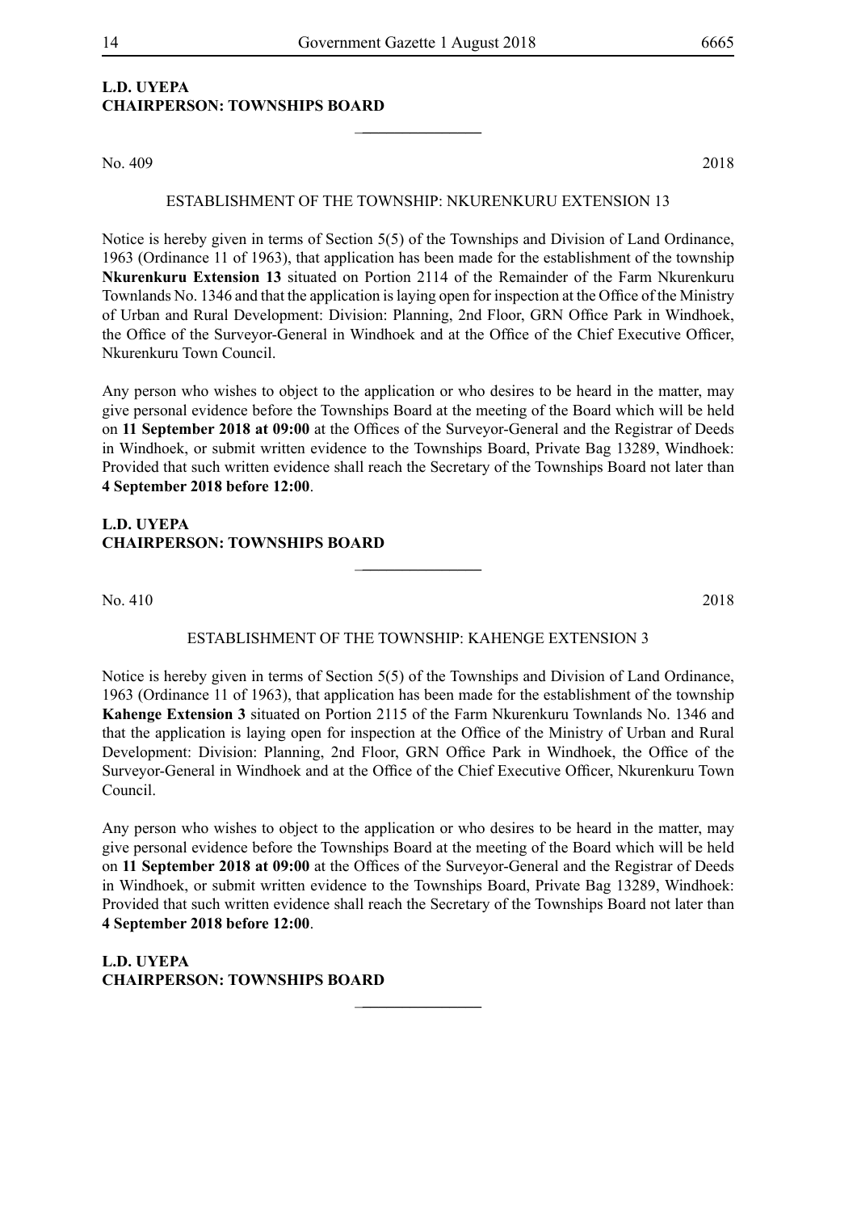**L.D. UYEPA**
**CHAIRPERSON: TOWNSHIPS BOARD**

---

No. 409 2018

ESTABLISHMENT OF THE TOWNSHIP: NKURENKURU EXTENSION 13

Notice is hereby given in terms of Section 5(5) of the Townships and Division of Land Ordinance, 1963 (Ordinance 11 of 1963), that application has been made for the establishment of the township **Nkurenkuru Extension 13** situated on Portion 2114 of the Remainder of the Farm Nkurenkuru Townlands No. 1346 and that the application is laying open for inspection at the Office of the Ministry of Urban and Rural Development: Division: Planning, 2nd Floor, GRN Office Park in Windhoek, the Office of the Surveyor-General in Windhoek and at the Office of the Chief Executive Officer, Nkurenkuru Town Council.

Any person who wishes to object to the application or who desires to be heard in the matter, may give personal evidence before the Townships Board at the meeting of the Board which will be held on **11 September 2018 at 09:00** at the Offices of the Surveyor-General and the Registrar of Deeds in Windhoek, or submit written evidence to the Townships Board, Private Bag 13289, Windhoek: Provided that such written evidence shall reach the Secretary of the Townships Board not later than **4 September 2018 before 12:00**.

**L.D. UYEPA**
**CHAIRPERSON: TOWNSHIPS BOARD**

---

No. 410 2018

ESTABLISHMENT OF THE TOWNSHIP: KAHENGE EXTENSION 3

Notice is hereby given in terms of Section 5(5) of the Townships and Division of Land Ordinance, 1963 (Ordinance 11 of 1963), that application has been made for the establishment of the township **Kahenge Extension 3** situated on Portion 2115 of the Farm Nkurenkuru Townlands No. 1346 and that the application is laying open for inspection at the Office of the Ministry of Urban and Rural Development: Division: Planning, 2nd Floor, GRN Office Park in Windhoek, the Office of the Surveyor-General in Windhoek and at the Office of the Chief Executive Officer, Nkurenkuru Town Council.

Any person who wishes to object to the application or who desires to be heard in the matter, may give personal evidence before the Townships Board at the meeting of the Board which will be held on **11 September 2018 at 09:00** at the Offices of the Surveyor-General and the Registrar of Deeds in Windhoek, or submit written evidence to the Townships Board, Private Bag 13289, Windhoek: Provided that such written evidence shall reach the Secretary of the Townships Board not later than **4 September 2018 before 12:00**.

**L.D. UYEPA**
**CHAIRPERSON: TOWNSHIPS BOARD**

---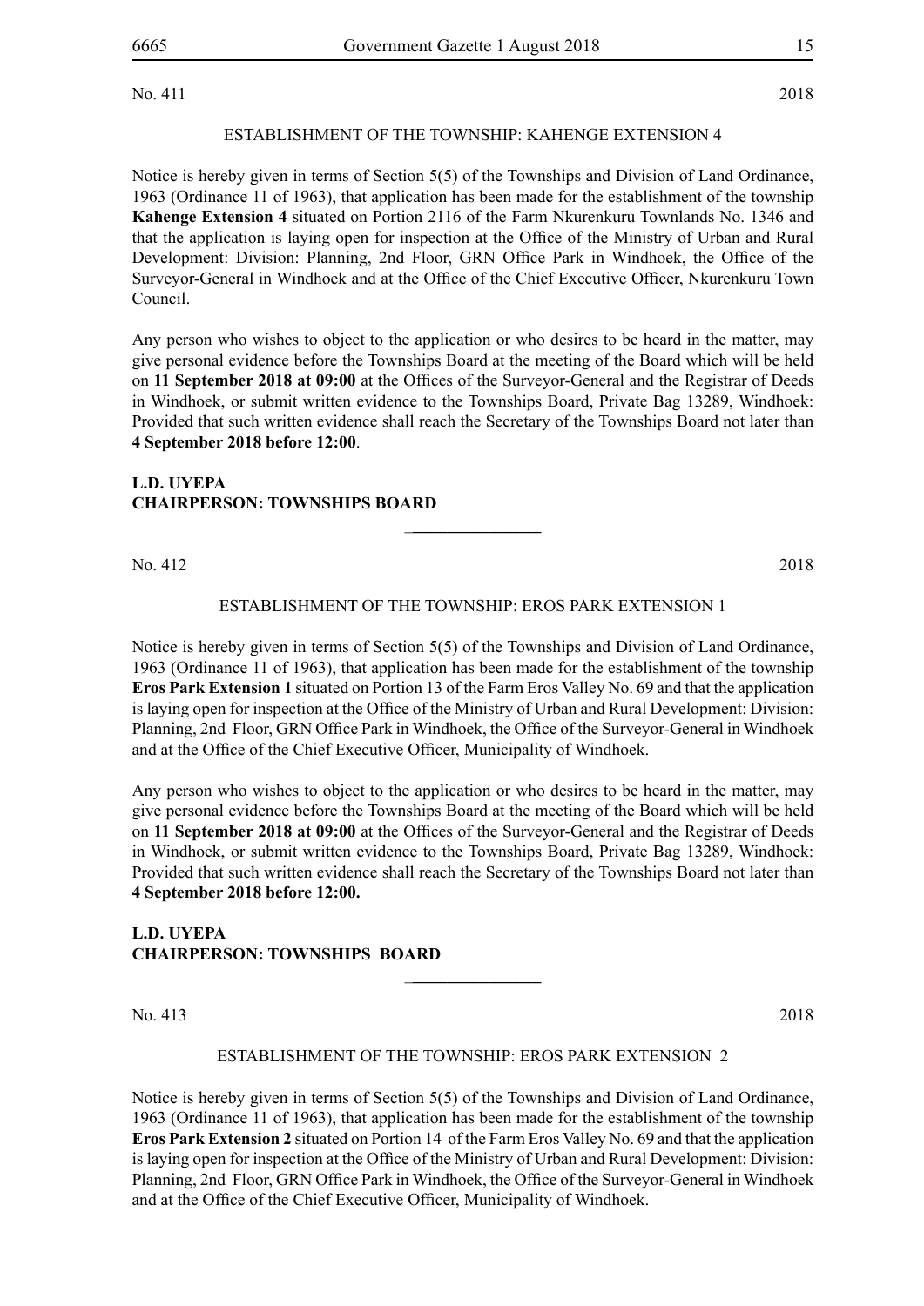No. 411 2018

ESTABLISHMENT OF THE TOWNSHIP: KAHENGE EXTENSION 4

Notice is hereby given in terms of Section 5(5) of the Townships and Division of Land Ordinance, 1963 (Ordinance 11 of 1963), that application has been made for the establishment of the township **Kahenge Extension 4** situated on Portion 2116 of the Farm Nkurenkuru Townlands No. 1346 and that the application is laying open for inspection at the Office of the Ministry of Urban and Rural Development: Division: Planning, 2nd Floor, GRN Office Park in Windhoek, the Office of the Surveyor-General in Windhoek and at the Office of the Chief Executive Officer, Nkurenkuru Town Council.

Any person who wishes to object to the application or who desires to be heard in the matter, may give personal evidence before the Townships Board at the meeting of the Board which will be held on **11 September 2018 at 09:00** at the Offices of the Surveyor-General and the Registrar of Deeds in Windhoek, or submit written evidence to the Townships Board, Private Bag 13289, Windhoek: Provided that such written evidence shall reach the Secretary of the Townships Board not later than **4 September 2018 before 12:00**.

**L.D. UYEPA**
**CHAIRPERSON: TOWNSHIPS BOARD**

---

No. 412 2018

ESTABLISHMENT OF THE TOWNSHIP: EROS PARK EXTENSION 1

Notice is hereby given in terms of Section 5(5) of the Townships and Division of Land Ordinance, 1963 (Ordinance 11 of 1963), that application has been made for the establishment of the township **Eros Park Extension 1** situated on Portion 13 of the Farm Eros Valley No. 69 and that the application is laying open for inspection at the Office of the Ministry of Urban and Rural Development: Division: Planning, 2nd Floor, GRN Office Park in Windhoek, the Office of the Surveyor-General in Windhoek and at the Office of the Chief Executive Officer, Municipality of Windhoek.

Any person who wishes to object to the application or who desires to be heard in the matter, may give personal evidence before the Townships Board at the meeting of the Board which will be held on **11 September 2018 at 09:00** at the Offices of the Surveyor-General and the Registrar of Deeds in Windhoek, or submit written evidence to the Townships Board, Private Bag 13289, Windhoek: Provided that such written evidence shall reach the Secretary of the Townships Board not later than **4 September 2018 before 12:00.**

**L.D. UYEPA**
**CHAIRPERSON: TOWNSHIPS BOARD**

---

No. 413 2018

ESTABLISHMENT OF THE TOWNSHIP: EROS PARK EXTENSION 2

Notice is hereby given in terms of Section 5(5) of the Townships and Division of Land Ordinance, 1963 (Ordinance 11 of 1963), that application has been made for the establishment of the township **Eros Park Extension 2** situated on Portion 14 of the Farm Eros Valley No. 69 and that the application is laying open for inspection at the Office of the Ministry of Urban and Rural Development: Division: Planning, 2nd Floor, GRN Office Park in Windhoek, the Office of the Surveyor-General in Windhoek and at the Office of the Chief Executive Officer, Municipality of Windhoek.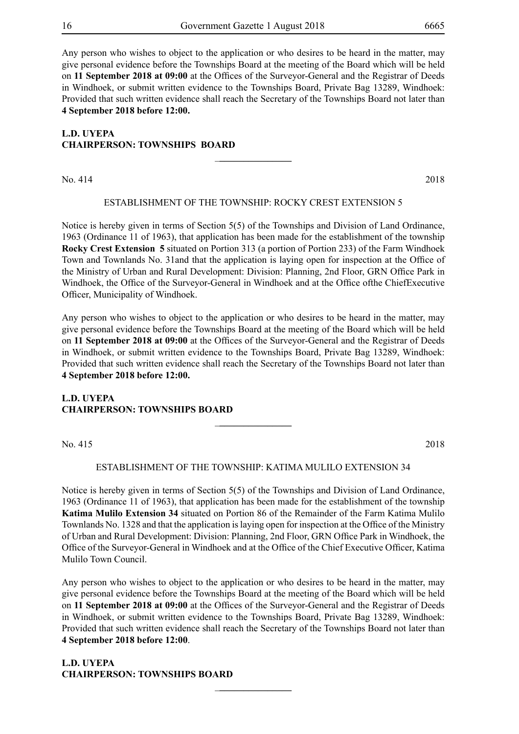Any person who wishes to object to the application or who desires to be heard in the matter, may give personal evidence before the Townships Board at the meeting of the Board which will be held on **11 September 2018 at 09:00** at the Offices of the Surveyor-General and the Registrar of Deeds in Windhoek, or submit written evidence to the Townships Board, Private Bag 13289, Windhoek: Provided that such written evidence shall reach the Secretary of the Townships Board not later than **4 September 2018 before 12:00.**

**L.D. UYEPA**
**CHAIRPERSON: TOWNSHIPS BOARD**

---

No. 414 2018

ESTABLISHMENT OF THE TOWNSHIP: ROCKY CREST EXTENSION 5

Notice is hereby given in terms of Section 5(5) of the Townships and Division of Land Ordinance, 1963 (Ordinance 11 of 1963), that application has been made for the establishment of the township **Rocky Crest Extension 5** situated on Portion 313 (a portion of Portion 233) of the Farm Windhoek Town and Townlands No. 31and that the application is laying open for inspection at the Office of the Ministry of Urban and Rural Development: Division: Planning, 2nd Floor, GRN Office Park in Windhoek, the Office of the Surveyor-General in Windhoek and at the Office ofthe ChiefExecutive Officer, Municipality of Windhoek.

Any person who wishes to object to the application or who desires to be heard in the matter, may give personal evidence before the Townships Board at the meeting of the Board which will be held on **11 September 2018 at 09:00** at the Offices of the Surveyor-General and the Registrar of Deeds in Windhoek, or submit written evidence to the Townships Board, Private Bag 13289, Windhoek: Provided that such written evidence shall reach the Secretary of the Townships Board not later than **4 September 2018 before 12:00.**

**L.D. UYEPA**
**CHAIRPERSON: TOWNSHIPS BOARD**

---

No. 415 2018

ESTABLISHMENT OF THE TOWNSHIP: KATIMA MULILO EXTENSION 34

Notice is hereby given in terms of Section 5(5) of the Townships and Division of Land Ordinance, 1963 (Ordinance 11 of 1963), that application has been made for the establishment of the township **Katima Mulilo Extension 34** situated on Portion 86 of the Remainder of the Farm Katima Mulilo Townlands No. 1328 and that the application is laying open for inspection at the Office of the Ministry of Urban and Rural Development: Division: Planning, 2nd Floor, GRN Office Park in Windhoek, the Office of the Surveyor-General in Windhoek and at the Office of the Chief Executive Officer, Katima Mulilo Town Council.

Any person who wishes to object to the application or who desires to be heard in the matter, may give personal evidence before the Townships Board at the meeting of the Board which will be held on **11 September 2018 at 09:00** at the Offices of the Surveyor-General and the Registrar of Deeds in Windhoek, or submit written evidence to the Townships Board, Private Bag 13289, Windhoek: Provided that such written evidence shall reach the Secretary of the Townships Board not later than **4 September 2018 before 12:00**.

**L.D. UYEPA**
**CHAIRPERSON: TOWNSHIPS BOARD**

---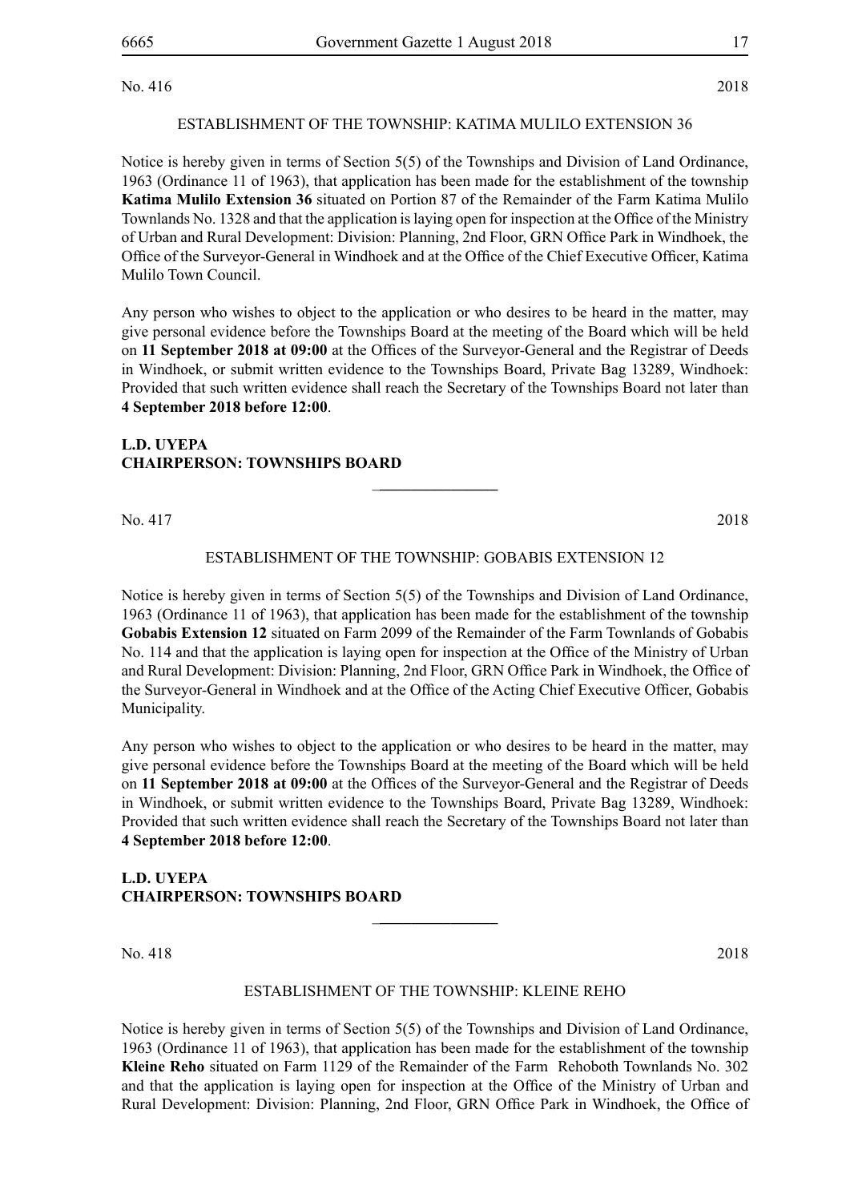No. 416 2018

ESTABLISHMENT OF THE TOWNSHIP: KATIMA MULILO EXTENSION 36

Notice is hereby given in terms of Section 5(5) of the Townships and Division of Land Ordinance, 1963 (Ordinance 11 of 1963), that application has been made for the establishment of the township **Katima Mulilo Extension 36** situated on Portion 87 of the Remainder of the Farm Katima Mulilo Townlands No. 1328 and that the application is laying open for inspection at the Office of the Ministry of Urban and Rural Development: Division: Planning, 2nd Floor, GRN Office Park in Windhoek, the Office of the Surveyor-General in Windhoek and at the Office of the Chief Executive Officer, Katima Mulilo Town Council.

Any person who wishes to object to the application or who desires to be heard in the matter, may give personal evidence before the Townships Board at the meeting of the Board which will be held on **11 September 2018 at 09:00** at the Offices of the Surveyor-General and the Registrar of Deeds in Windhoek, or submit written evidence to the Townships Board, Private Bag 13289, Windhoek: Provided that such written evidence shall reach the Secretary of the Townships Board not later than **4 September 2018 before 12:00**.

**L.D. UYEPA**
**CHAIRPERSON: TOWNSHIPS BOARD**

---

No. 417 2018

ESTABLISHMENT OF THE TOWNSHIP: GOBABIS EXTENSION 12

Notice is hereby given in terms of Section 5(5) of the Townships and Division of Land Ordinance, 1963 (Ordinance 11 of 1963), that application has been made for the establishment of the township **Gobabis Extension 12** situated on Farm 2099 of the Remainder of the Farm Townlands of Gobabis No. 114 and that the application is laying open for inspection at the Office of the Ministry of Urban and Rural Development: Division: Planning, 2nd Floor, GRN Office Park in Windhoek, the Office of the Surveyor-General in Windhoek and at the Office of the Acting Chief Executive Officer, Gobabis Municipality.

Any person who wishes to object to the application or who desires to be heard in the matter, may give personal evidence before the Townships Board at the meeting of the Board which will be held on **11 September 2018 at 09:00** at the Offices of the Surveyor-General and the Registrar of Deeds in Windhoek, or submit written evidence to the Townships Board, Private Bag 13289, Windhoek: Provided that such written evidence shall reach the Secretary of the Townships Board not later than **4 September 2018 before 12:00**.

**L.D. UYEPA**
**CHAIRPERSON: TOWNSHIPS BOARD**

---

No. 418 2018

ESTABLISHMENT OF THE TOWNSHIP: KLEINE REHO

Notice is hereby given in terms of Section 5(5) of the Townships and Division of Land Ordinance, 1963 (Ordinance 11 of 1963), that application has been made for the establishment of the township **Kleine Reho** situated on Farm 1129 of the Remainder of the Farm Rehoboth Townlands No. 302 and that the application is laying open for inspection at the Office of the Ministry of Urban and Rural Development: Division: Planning, 2nd Floor, GRN Office Park in Windhoek, the Office of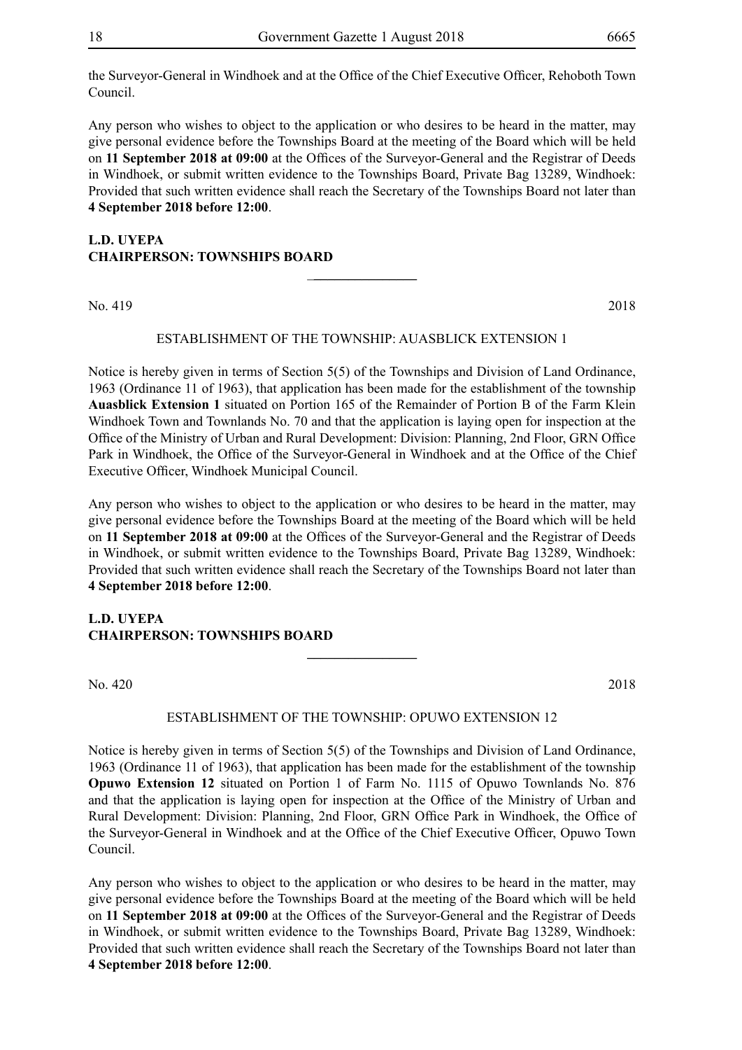the Surveyor-General in Windhoek and at the Office of the Chief Executive Officer, Rehoboth Town Council.

Any person who wishes to object to the application or who desires to be heard in the matter, may give personal evidence before the Townships Board at the meeting of the Board which will be held on **11 September 2018 at 09:00** at the Offices of the Surveyor-General and the Registrar of Deeds in Windhoek, or submit written evidence to the Townships Board, Private Bag 13289, Windhoek: Provided that such written evidence shall reach the Secretary of the Townships Board not later than **4 September 2018 before 12:00**.

**L.D. UYEPA**
**CHAIRPERSON: TOWNSHIPS BOARD**

---

No. 419 2018

ESTABLISHMENT OF THE TOWNSHIP: AUASBLICK EXTENSION 1

Notice is hereby given in terms of Section 5(5) of the Townships and Division of Land Ordinance, 1963 (Ordinance 11 of 1963), that application has been made for the establishment of the township **Auasblick Extension 1** situated on Portion 165 of the Remainder of Portion B of the Farm Klein Windhoek Town and Townlands No. 70 and that the application is laying open for inspection at the Office of the Ministry of Urban and Rural Development: Division: Planning, 2nd Floor, GRN Office Park in Windhoek, the Office of the Surveyor-General in Windhoek and at the Office of the Chief Executive Officer, Windhoek Municipal Council.

Any person who wishes to object to the application or who desires to be heard in the matter, may give personal evidence before the Townships Board at the meeting of the Board which will be held on **11 September 2018 at 09:00** at the Offices of the Surveyor-General and the Registrar of Deeds in Windhoek, or submit written evidence to the Townships Board, Private Bag 13289, Windhoek: Provided that such written evidence shall reach the Secretary of the Townships Board not later than **4 September 2018 before 12:00**.

**L.D. UYEPA**
**CHAIRPERSON: TOWNSHIPS BOARD**

---

No. 420 2018

ESTABLISHMENT OF THE TOWNSHIP: OPUWO EXTENSION 12

Notice is hereby given in terms of Section 5(5) of the Townships and Division of Land Ordinance, 1963 (Ordinance 11 of 1963), that application has been made for the establishment of the township **Opuwo Extension 12** situated on Portion 1 of Farm No. 1115 of Opuwo Townlands No. 876 and that the application is laying open for inspection at the Office of the Ministry of Urban and Rural Development: Division: Planning, 2nd Floor, GRN Office Park in Windhoek, the Office of the Surveyor-General in Windhoek and at the Office of the Chief Executive Officer, Opuwo Town Council.

Any person who wishes to object to the application or who desires to be heard in the matter, may give personal evidence before the Townships Board at the meeting of the Board which will be held on **11 September 2018 at 09:00** at the Offices of the Surveyor-General and the Registrar of Deeds in Windhoek, or submit written evidence to the Townships Board, Private Bag 13289, Windhoek: Provided that such written evidence shall reach the Secretary of the Townships Board not later than **4 September 2018 before 12:00**.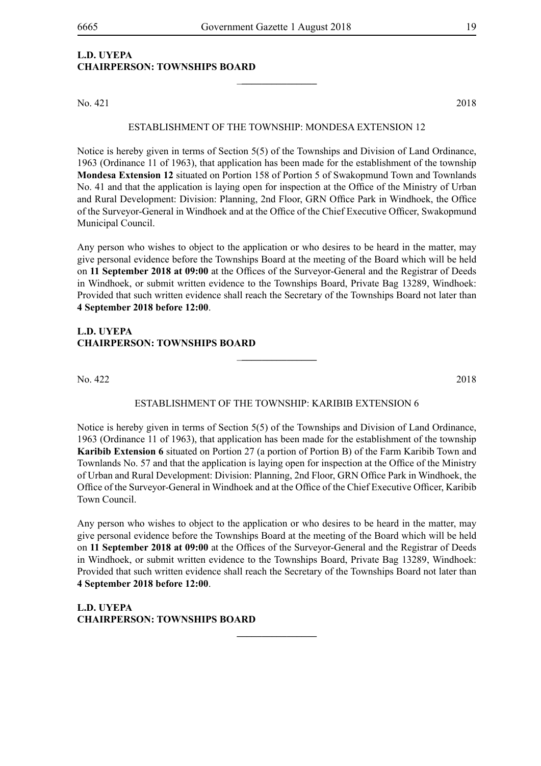**L.D. UYEPA**
**CHAIRPERSON: TOWNSHIPS BOARD**

---

No. 421 2018

ESTABLISHMENT OF THE TOWNSHIP: MONDESA EXTENSION 12

Notice is hereby given in terms of Section 5(5) of the Townships and Division of Land Ordinance, 1963 (Ordinance 11 of 1963), that application has been made for the establishment of the township **Mondesa Extension 12** situated on Portion 158 of Portion 5 of Swakopmund Town and Townlands No. 41 and that the application is laying open for inspection at the Office of the Ministry of Urban and Rural Development: Division: Planning, 2nd Floor, GRN Office Park in Windhoek, the Office of the Surveyor-General in Windhoek and at the Office of the Chief Executive Officer, Swakopmund Municipal Council.

Any person who wishes to object to the application or who desires to be heard in the matter, may give personal evidence before the Townships Board at the meeting of the Board which will be held on **11 September 2018 at 09:00** at the Offices of the Surveyor-General and the Registrar of Deeds in Windhoek, or submit written evidence to the Townships Board, Private Bag 13289, Windhoek: Provided that such written evidence shall reach the Secretary of the Townships Board not later than **4 September 2018 before 12:00**.

**L.D. UYEPA**
**CHAIRPERSON: TOWNSHIPS BOARD**

---

No. 422 2018

ESTABLISHMENT OF THE TOWNSHIP: KARIBIB EXTENSION 6

Notice is hereby given in terms of Section 5(5) of the Townships and Division of Land Ordinance, 1963 (Ordinance 11 of 1963), that application has been made for the establishment of the township **Karibib Extension 6** situated on Portion 27 (a portion of Portion B) of the Farm Karibib Town and Townlands No. 57 and that the application is laying open for inspection at the Office of the Ministry of Urban and Rural Development: Division: Planning, 2nd Floor, GRN Office Park in Windhoek, the Office of the Surveyor-General in Windhoek and at the Office of the Chief Executive Officer, Karibib Town Council.

Any person who wishes to object to the application or who desires to be heard in the matter, may give personal evidence before the Townships Board at the meeting of the Board which will be held on **11 September 2018 at 09:00** at the Offices of the Surveyor-General and the Registrar of Deeds in Windhoek, or submit written evidence to the Townships Board, Private Bag 13289, Windhoek: Provided that such written evidence shall reach the Secretary of the Townships Board not later than **4 September 2018 before 12:00**.

**L.D. UYEPA**
**CHAIRPERSON: TOWNSHIPS BOARD**

---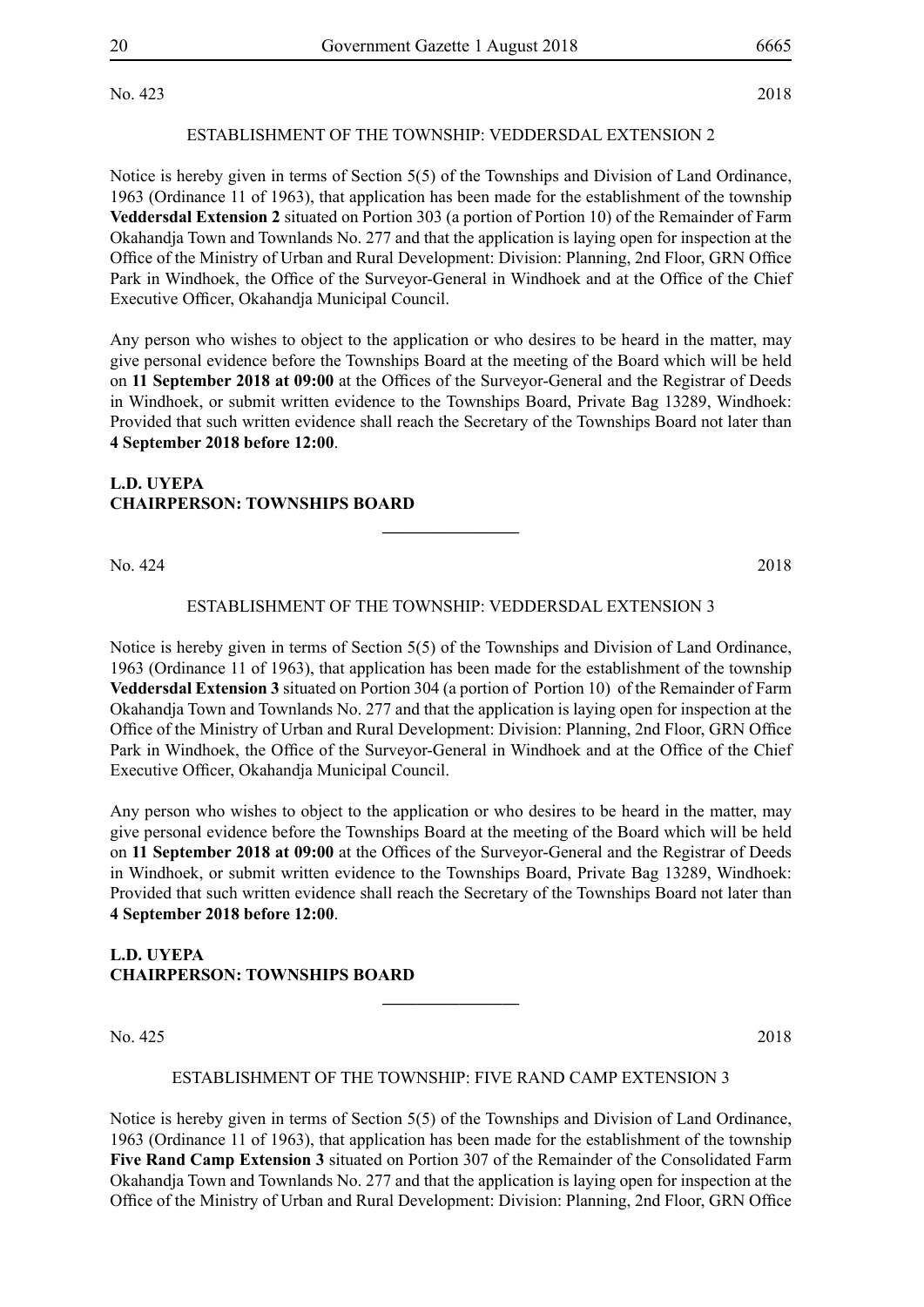No. 423 2018

ESTABLISHMENT OF THE TOWNSHIP: VEDDERSDAL EXTENSION 2

Notice is hereby given in terms of Section 5(5) of the Townships and Division of Land Ordinance, 1963 (Ordinance 11 of 1963), that application has been made for the establishment of the township **Veddersdal Extension 2** situated on Portion 303 (a portion of Portion 10) of the Remainder of Farm Okahandja Town and Townlands No. 277 and that the application is laying open for inspection at the Office of the Ministry of Urban and Rural Development: Division: Planning, 2nd Floor, GRN Office Park in Windhoek, the Office of the Surveyor-General in Windhoek and at the Office of the Chief Executive Officer, Okahandja Municipal Council.

Any person who wishes to object to the application or who desires to be heard in the matter, may give personal evidence before the Townships Board at the meeting of the Board which will be held on **11 September 2018 at 09:00** at the Offices of the Surveyor-General and the Registrar of Deeds in Windhoek, or submit written evidence to the Townships Board, Private Bag 13289, Windhoek: Provided that such written evidence shall reach the Secretary of the Townships Board not later than **4 September 2018 before 12:00**.

**L.D. UYEPA**
**CHAIRPERSON: TOWNSHIPS BOARD**

---

No. 424 2018

ESTABLISHMENT OF THE TOWNSHIP: VEDDERSDAL EXTENSION 3

Notice is hereby given in terms of Section 5(5) of the Townships and Division of Land Ordinance, 1963 (Ordinance 11 of 1963), that application has been made for the establishment of the township **Veddersdal Extension 3** situated on Portion 304 (a portion of Portion 10) of the Remainder of Farm Okahandja Town and Townlands No. 277 and that the application is laying open for inspection at the Office of the Ministry of Urban and Rural Development: Division: Planning, 2nd Floor, GRN Office Park in Windhoek, the Office of the Surveyor-General in Windhoek and at the Office of the Chief Executive Officer, Okahandja Municipal Council.

Any person who wishes to object to the application or who desires to be heard in the matter, may give personal evidence before the Townships Board at the meeting of the Board which will be held on **11 September 2018 at 09:00** at the Offices of the Surveyor-General and the Registrar of Deeds in Windhoek, or submit written evidence to the Townships Board, Private Bag 13289, Windhoek: Provided that such written evidence shall reach the Secretary of the Townships Board not later than **4 September 2018 before 12:00**.

**L.D. UYEPA**
**CHAIRPERSON: TOWNSHIPS BOARD**

---

No. 425 2018

ESTABLISHMENT OF THE TOWNSHIP: FIVE RAND CAMP EXTENSION 3

Notice is hereby given in terms of Section 5(5) of the Townships and Division of Land Ordinance, 1963 (Ordinance 11 of 1963), that application has been made for the establishment of the township **Five Rand Camp Extension 3** situated on Portion 307 of the Remainder of the Consolidated Farm Okahandja Town and Townlands No. 277 and that the application is laying open for inspection at the Office of the Ministry of Urban and Rural Development: Division: Planning, 2nd Floor, GRN Office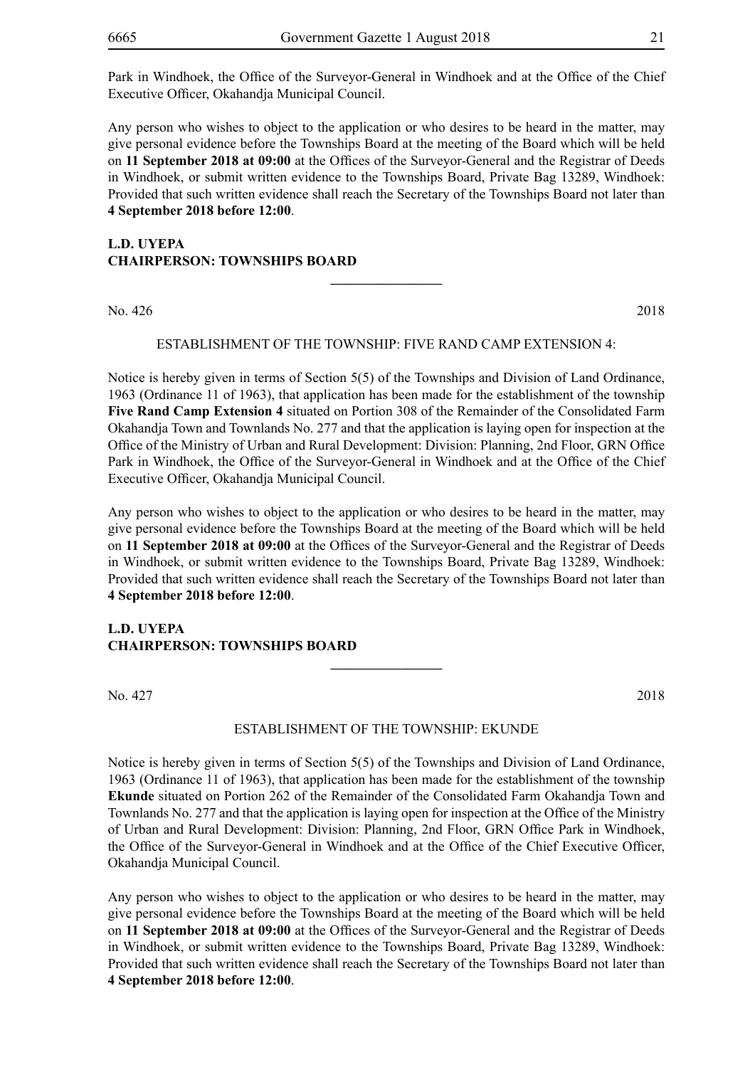Park in Windhoek, the Office of the Surveyor-General in Windhoek and at the Office of the Chief Executive Officer, Okahandja Municipal Council.

Any person who wishes to object to the application or who desires to be heard in the matter, may give personal evidence before the Townships Board at the meeting of the Board which will be held on **11 September 2018 at 09:00** at the Offices of the Surveyor-General and the Registrar of Deeds in Windhoek, or submit written evidence to the Townships Board, Private Bag 13289, Windhoek: Provided that such written evidence shall reach the Secretary of the Townships Board not later than **4 September 2018 before 12:00**.

**L.D. UYEPA**
**CHAIRPERSON: TOWNSHIPS BOARD**

---

No. 426 2018

ESTABLISHMENT OF THE TOWNSHIP: FIVE RAND CAMP EXTENSION 4:

Notice is hereby given in terms of Section 5(5) of the Townships and Division of Land Ordinance, 1963 (Ordinance 11 of 1963), that application has been made for the establishment of the township **Five Rand Camp Extension 4** situated on Portion 308 of the Remainder of the Consolidated Farm Okahandja Town and Townlands No. 277 and that the application is laying open for inspection at the Office of the Ministry of Urban and Rural Development: Division: Planning, 2nd Floor, GRN Office Park in Windhoek, the Office of the Surveyor-General in Windhoek and at the Office of the Chief Executive Officer, Okahandja Municipal Council.

Any person who wishes to object to the application or who desires to be heard in the matter, may give personal evidence before the Townships Board at the meeting of the Board which will be held on **11 September 2018 at 09:00** at the Offices of the Surveyor-General and the Registrar of Deeds in Windhoek, or submit written evidence to the Townships Board, Private Bag 13289, Windhoek: Provided that such written evidence shall reach the Secretary of the Townships Board not later than **4 September 2018 before 12:00**.

**L.D. UYEPA**
**CHAIRPERSON: TOWNSHIPS BOARD**

---

No. 427 2018

ESTABLISHMENT OF THE TOWNSHIP: EKUNDE

Notice is hereby given in terms of Section 5(5) of the Townships and Division of Land Ordinance, 1963 (Ordinance 11 of 1963), that application has been made for the establishment of the township **Ekunde** situated on Portion 262 of the Remainder of the Consolidated Farm Okahandja Town and Townlands No. 277 and that the application is laying open for inspection at the Office of the Ministry of Urban and Rural Development: Division: Planning, 2nd Floor, GRN Office Park in Windhoek, the Office of the Surveyor-General in Windhoek and at the Office of the Chief Executive Officer, Okahandja Municipal Council.

Any person who wishes to object to the application or who desires to be heard in the matter, may give personal evidence before the Townships Board at the meeting of the Board which will be held on **11 September 2018 at 09:00** at the Offices of the Surveyor-General and the Registrar of Deeds in Windhoek, or submit written evidence to the Townships Board, Private Bag 13289, Windhoek: Provided that such written evidence shall reach the Secretary of the Townships Board not later than **4 September 2018 before 12:00**.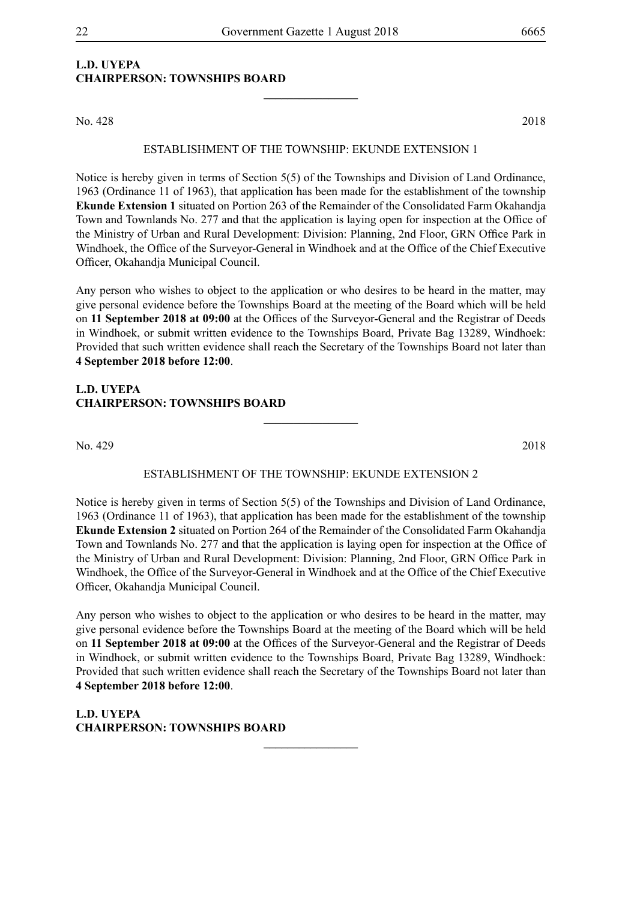**L.D. UYEPA**
**CHAIRPERSON: TOWNSHIPS BOARD**

---

No. 428 2018

ESTABLISHMENT OF THE TOWNSHIP: EKUNDE EXTENSION 1

Notice is hereby given in terms of Section 5(5) of the Townships and Division of Land Ordinance, 1963 (Ordinance 11 of 1963), that application has been made for the establishment of the township **Ekunde Extension 1** situated on Portion 263 of the Remainder of the Consolidated Farm Okahandja Town and Townlands No. 277 and that the application is laying open for inspection at the Office of the Ministry of Urban and Rural Development: Division: Planning, 2nd Floor, GRN Office Park in Windhoek, the Office of the Surveyor-General in Windhoek and at the Office of the Chief Executive Officer, Okahandja Municipal Council.

Any person who wishes to object to the application or who desires to be heard in the matter, may give personal evidence before the Townships Board at the meeting of the Board which will be held on **11 September 2018 at 09:00** at the Offices of the Surveyor-General and the Registrar of Deeds in Windhoek, or submit written evidence to the Townships Board, Private Bag 13289, Windhoek: Provided that such written evidence shall reach the Secretary of the Townships Board not later than **4 September 2018 before 12:00**.

**L.D. UYEPA**
**CHAIRPERSON: TOWNSHIPS BOARD**

---

No. 429 2018

ESTABLISHMENT OF THE TOWNSHIP: EKUNDE EXTENSION 2

Notice is hereby given in terms of Section 5(5) of the Townships and Division of Land Ordinance, 1963 (Ordinance 11 of 1963), that application has been made for the establishment of the township **Ekunde Extension 2** situated on Portion 264 of the Remainder of the Consolidated Farm Okahandja Town and Townlands No. 277 and that the application is laying open for inspection at the Office of the Ministry of Urban and Rural Development: Division: Planning, 2nd Floor, GRN Office Park in Windhoek, the Office of the Surveyor-General in Windhoek and at the Office of the Chief Executive Officer, Okahandja Municipal Council.

Any person who wishes to object to the application or who desires to be heard in the matter, may give personal evidence before the Townships Board at the meeting of the Board which will be held on **11 September 2018 at 09:00** at the Offices of the Surveyor-General and the Registrar of Deeds in Windhoek, or submit written evidence to the Townships Board, Private Bag 13289, Windhoek: Provided that such written evidence shall reach the Secretary of the Townships Board not later than **4 September 2018 before 12:00**.

**L.D. UYEPA**
**CHAIRPERSON: TOWNSHIPS BOARD**

---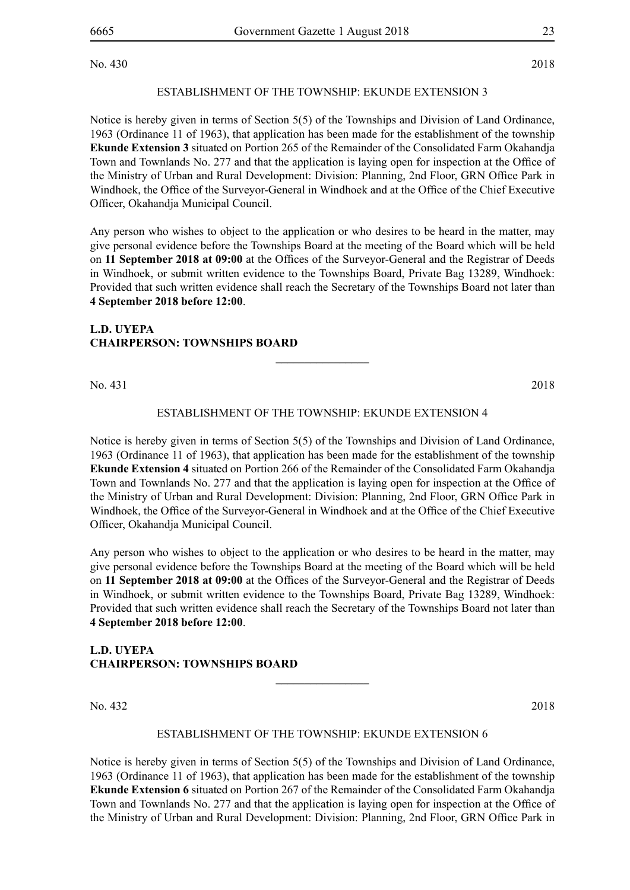No. 430 2018

ESTABLISHMENT OF THE TOWNSHIP: EKUNDE EXTENSION 3

Notice is hereby given in terms of Section 5(5) of the Townships and Division of Land Ordinance, 1963 (Ordinance 11 of 1963), that application has been made for the establishment of the township **Ekunde Extension 3** situated on Portion 265 of the Remainder of the Consolidated Farm Okahandja Town and Townlands No. 277 and that the application is laying open for inspection at the Office of the Ministry of Urban and Rural Development: Division: Planning, 2nd Floor, GRN Office Park in Windhoek, the Office of the Surveyor-General in Windhoek and at the Office of the Chief Executive Officer, Okahandja Municipal Council.

Any person who wishes to object to the application or who desires to be heard in the matter, may give personal evidence before the Townships Board at the meeting of the Board which will be held on **11 September 2018 at 09:00** at the Offices of the Surveyor-General and the Registrar of Deeds in Windhoek, or submit written evidence to the Townships Board, Private Bag 13289, Windhoek: Provided that such written evidence shall reach the Secretary of the Townships Board not later than **4 September 2018 before 12:00**.

**L.D. UYEPA**
**CHAIRPERSON: TOWNSHIPS BOARD**

---

No. 431 2018

ESTABLISHMENT OF THE TOWNSHIP: EKUNDE EXTENSION 4

Notice is hereby given in terms of Section 5(5) of the Townships and Division of Land Ordinance, 1963 (Ordinance 11 of 1963), that application has been made for the establishment of the township **Ekunde Extension 4** situated on Portion 266 of the Remainder of the Consolidated Farm Okahandja Town and Townlands No. 277 and that the application is laying open for inspection at the Office of the Ministry of Urban and Rural Development: Division: Planning, 2nd Floor, GRN Office Park in Windhoek, the Office of the Surveyor-General in Windhoek and at the Office of the Chief Executive Officer, Okahandja Municipal Council.

Any person who wishes to object to the application or who desires to be heard in the matter, may give personal evidence before the Townships Board at the meeting of the Board which will be held on **11 September 2018 at 09:00** at the Offices of the Surveyor-General and the Registrar of Deeds in Windhoek, or submit written evidence to the Townships Board, Private Bag 13289, Windhoek: Provided that such written evidence shall reach the Secretary of the Townships Board not later than **4 September 2018 before 12:00**.

**L.D. UYEPA**
**CHAIRPERSON: TOWNSHIPS BOARD**

---

No. 432 2018

ESTABLISHMENT OF THE TOWNSHIP: EKUNDE EXTENSION 6

Notice is hereby given in terms of Section 5(5) of the Townships and Division of Land Ordinance, 1963 (Ordinance 11 of 1963), that application has been made for the establishment of the township **Ekunde Extension 6** situated on Portion 267 of the Remainder of the Consolidated Farm Okahandja Town and Townlands No. 277 and that the application is laying open for inspection at the Office of the Ministry of Urban and Rural Development: Division: Planning, 2nd Floor, GRN Office Park in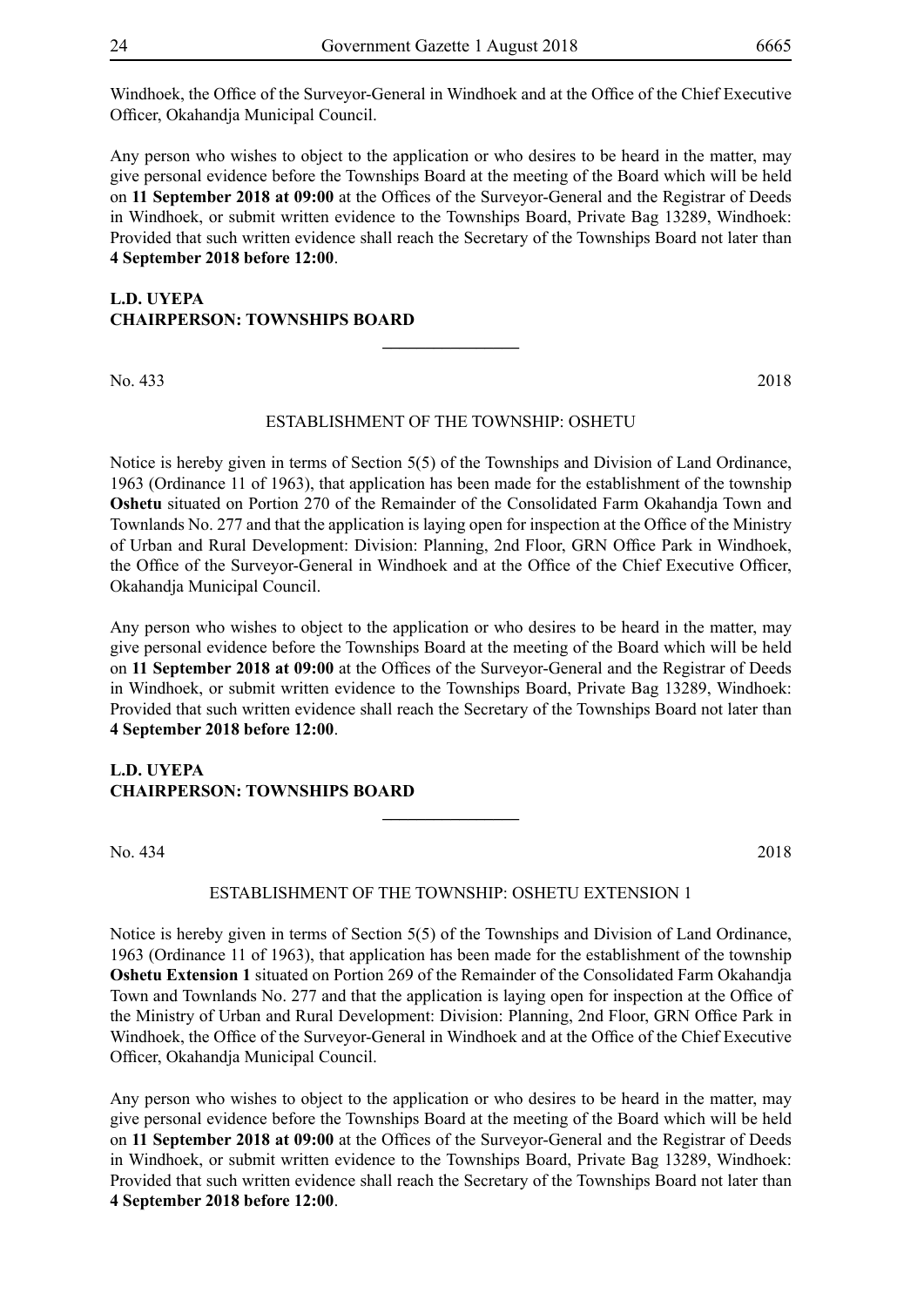Windhoek, the Office of the Surveyor-General in Windhoek and at the Office of the Chief Executive Officer, Okahandja Municipal Council.

Any person who wishes to object to the application or who desires to be heard in the matter, may give personal evidence before the Townships Board at the meeting of the Board which will be held on **11 September 2018 at 09:00** at the Offices of the Surveyor-General and the Registrar of Deeds in Windhoek, or submit written evidence to the Townships Board, Private Bag 13289, Windhoek: Provided that such written evidence shall reach the Secretary of the Townships Board not later than **4 September 2018 before 12:00**.

**L.D. UYEPA**
**CHAIRPERSON: TOWNSHIPS BOARD**

---

No. 433 2018

ESTABLISHMENT OF THE TOWNSHIP: OSHETU

Notice is hereby given in terms of Section 5(5) of the Townships and Division of Land Ordinance, 1963 (Ordinance 11 of 1963), that application has been made for the establishment of the township **Oshetu** situated on Portion 270 of the Remainder of the Consolidated Farm Okahandja Town and Townlands No. 277 and that the application is laying open for inspection at the Office of the Ministry of Urban and Rural Development: Division: Planning, 2nd Floor, GRN Office Park in Windhoek, the Office of the Surveyor-General in Windhoek and at the Office of the Chief Executive Officer, Okahandja Municipal Council.

Any person who wishes to object to the application or who desires to be heard in the matter, may give personal evidence before the Townships Board at the meeting of the Board which will be held on **11 September 2018 at 09:00** at the Offices of the Surveyor-General and the Registrar of Deeds in Windhoek, or submit written evidence to the Townships Board, Private Bag 13289, Windhoek: Provided that such written evidence shall reach the Secretary of the Townships Board not later than **4 September 2018 before 12:00**.

**L.D. UYEPA**
**CHAIRPERSON: TOWNSHIPS BOARD**

---

No. 434 2018

ESTABLISHMENT OF THE TOWNSHIP: OSHETU EXTENSION 1

Notice is hereby given in terms of Section 5(5) of the Townships and Division of Land Ordinance, 1963 (Ordinance 11 of 1963), that application has been made for the establishment of the township **Oshetu Extension 1** situated on Portion 269 of the Remainder of the Consolidated Farm Okahandja Town and Townlands No. 277 and that the application is laying open for inspection at the Office of the Ministry of Urban and Rural Development: Division: Planning, 2nd Floor, GRN Office Park in Windhoek, the Office of the Surveyor-General in Windhoek and at the Office of the Chief Executive Officer, Okahandja Municipal Council.

Any person who wishes to object to the application or who desires to be heard in the matter, may give personal evidence before the Townships Board at the meeting of the Board which will be held on **11 September 2018 at 09:00** at the Offices of the Surveyor-General and the Registrar of Deeds in Windhoek, or submit written evidence to the Townships Board, Private Bag 13289, Windhoek: Provided that such written evidence shall reach the Secretary of the Townships Board not later than **4 September 2018 before 12:00**.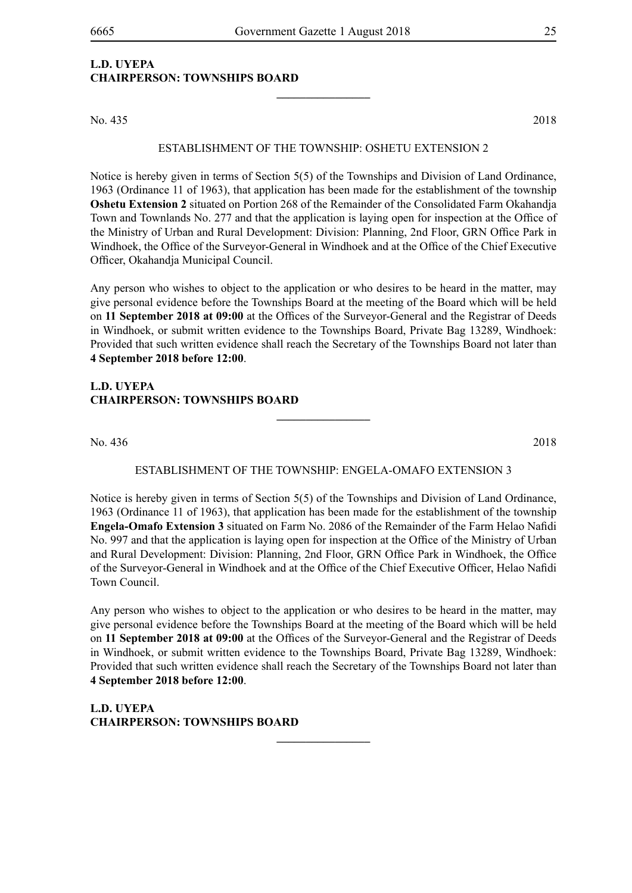**L.D. UYEPA**
**CHAIRPERSON: TOWNSHIPS BOARD**

---

No. 435 2018

ESTABLISHMENT OF THE TOWNSHIP: OSHETU EXTENSION 2

Notice is hereby given in terms of Section 5(5) of the Townships and Division of Land Ordinance, 1963 (Ordinance 11 of 1963), that application has been made for the establishment of the township **Oshetu Extension 2** situated on Portion 268 of the Remainder of the Consolidated Farm Okahandja Town and Townlands No. 277 and that the application is laying open for inspection at the Office of the Ministry of Urban and Rural Development: Division: Planning, 2nd Floor, GRN Office Park in Windhoek, the Office of the Surveyor-General in Windhoek and at the Office of the Chief Executive Officer, Okahandja Municipal Council.

Any person who wishes to object to the application or who desires to be heard in the matter, may give personal evidence before the Townships Board at the meeting of the Board which will be held on **11 September 2018 at 09:00** at the Offices of the Surveyor-General and the Registrar of Deeds in Windhoek, or submit written evidence to the Townships Board, Private Bag 13289, Windhoek: Provided that such written evidence shall reach the Secretary of the Townships Board not later than **4 September 2018 before 12:00**.

**L.D. UYEPA**
**CHAIRPERSON: TOWNSHIPS BOARD**

---

No. 436 2018

ESTABLISHMENT OF THE TOWNSHIP: ENGELA-OMAFO EXTENSION 3

Notice is hereby given in terms of Section 5(5) of the Townships and Division of Land Ordinance, 1963 (Ordinance 11 of 1963), that application has been made for the establishment of the township **Engela-Omafo Extension 3** situated on Farm No. 2086 of the Remainder of the Farm Helao Nafidi No. 997 and that the application is laying open for inspection at the Office of the Ministry of Urban and Rural Development: Division: Planning, 2nd Floor, GRN Office Park in Windhoek, the Office of the Surveyor-General in Windhoek and at the Office of the Chief Executive Officer, Helao Nafidi Town Council.

Any person who wishes to object to the application or who desires to be heard in the matter, may give personal evidence before the Townships Board at the meeting of the Board which will be held on **11 September 2018 at 09:00** at the Offices of the Surveyor-General and the Registrar of Deeds in Windhoek, or submit written evidence to the Townships Board, Private Bag 13289, Windhoek: Provided that such written evidence shall reach the Secretary of the Townships Board not later than **4 September 2018 before 12:00**.

**L.D. UYEPA**
**CHAIRPERSON: TOWNSHIPS BOARD**

---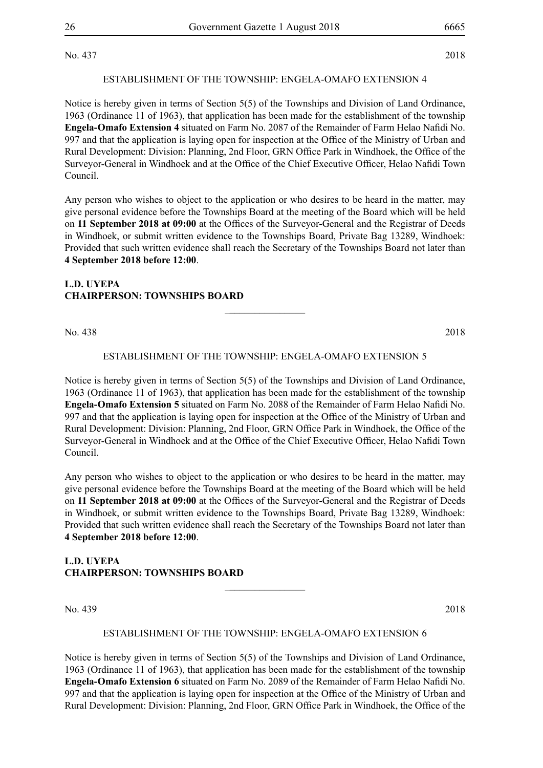No. 437 2018

ESTABLISHMENT OF THE TOWNSHIP: ENGELA-OMAFO EXTENSION 4

Notice is hereby given in terms of Section 5(5) of the Townships and Division of Land Ordinance, 1963 (Ordinance 11 of 1963), that application has been made for the establishment of the township **Engela-Omafo Extension 4** situated on Farm No. 2087 of the Remainder of Farm Helao Nafidi No. 997 and that the application is laying open for inspection at the Office of the Ministry of Urban and Rural Development: Division: Planning, 2nd Floor, GRN Office Park in Windhoek, the Office of the Surveyor-General in Windhoek and at the Office of the Chief Executive Officer, Helao Nafidi Town Council.

Any person who wishes to object to the application or who desires to be heard in the matter, may give personal evidence before the Townships Board at the meeting of the Board which will be held on **11 September 2018 at 09:00** at the Offices of the Surveyor-General and the Registrar of Deeds in Windhoek, or submit written evidence to the Townships Board, Private Bag 13289, Windhoek: Provided that such written evidence shall reach the Secretary of the Townships Board not later than **4 September 2018 before 12:00**.

**L.D. UYEPA**
**CHAIRPERSON: TOWNSHIPS BOARD**

---

No. 438 2018

ESTABLISHMENT OF THE TOWNSHIP: ENGELA-OMAFO EXTENSION 5

Notice is hereby given in terms of Section 5(5) of the Townships and Division of Land Ordinance, 1963 (Ordinance 11 of 1963), that application has been made for the establishment of the township **Engela-Omafo Extension 5** situated on Farm No. 2088 of the Remainder of Farm Helao Nafidi No. 997 and that the application is laying open for inspection at the Office of the Ministry of Urban and Rural Development: Division: Planning, 2nd Floor, GRN Office Park in Windhoek, the Office of the Surveyor-General in Windhoek and at the Office of the Chief Executive Officer, Helao Nafidi Town Council.

Any person who wishes to object to the application or who desires to be heard in the matter, may give personal evidence before the Townships Board at the meeting of the Board which will be held on **11 September 2018 at 09:00** at the Offices of the Surveyor-General and the Registrar of Deeds in Windhoek, or submit written evidence to the Townships Board, Private Bag 13289, Windhoek: Provided that such written evidence shall reach the Secretary of the Townships Board not later than **4 September 2018 before 12:00**.

**L.D. UYEPA**
**CHAIRPERSON: TOWNSHIPS BOARD**

---

No. 439 2018

ESTABLISHMENT OF THE TOWNSHIP: ENGELA-OMAFO EXTENSION 6

Notice is hereby given in terms of Section 5(5) of the Townships and Division of Land Ordinance, 1963 (Ordinance 11 of 1963), that application has been made for the establishment of the township **Engela-Omafo Extension 6** situated on Farm No. 2089 of the Remainder of Farm Helao Nafidi No. 997 and that the application is laying open for inspection at the Office of the Ministry of Urban and Rural Development: Division: Planning, 2nd Floor, GRN Office Park in Windhoek, the Office of the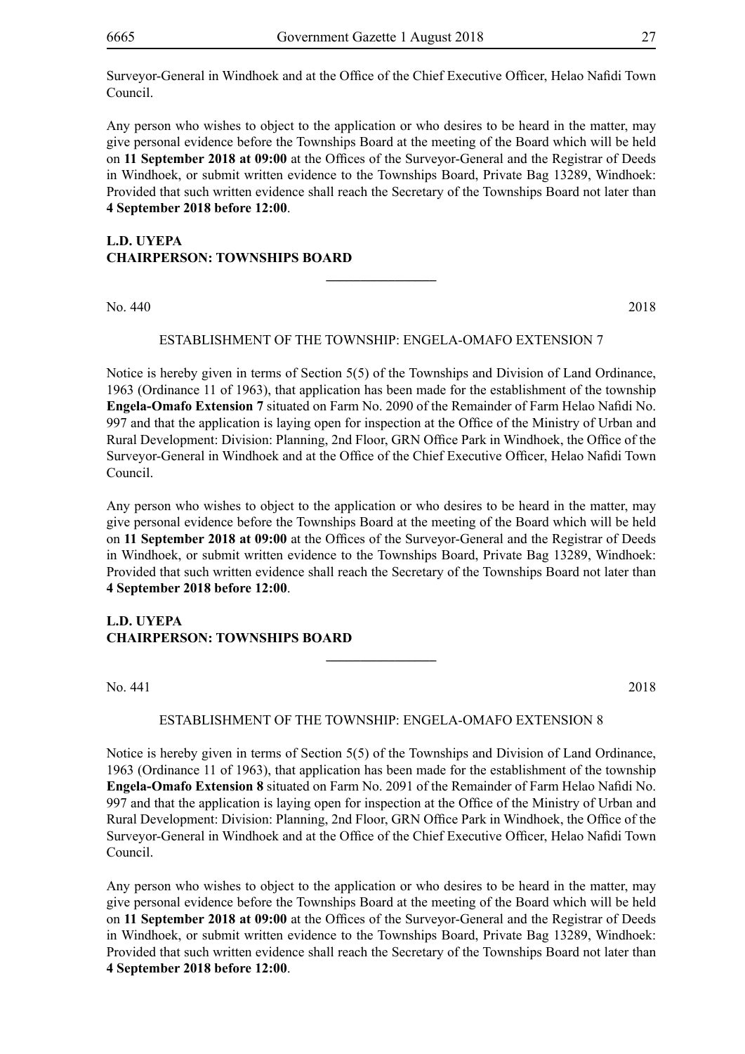Surveyor-General in Windhoek and at the Office of the Chief Executive Officer, Helao Nafidi Town Council.

Any person who wishes to object to the application or who desires to be heard in the matter, may give personal evidence before the Townships Board at the meeting of the Board which will be held on **11 September 2018 at 09:00** at the Offices of the Surveyor-General and the Registrar of Deeds in Windhoek, or submit written evidence to the Townships Board, Private Bag 13289, Windhoek: Provided that such written evidence shall reach the Secretary of the Townships Board not later than **4 September 2018 before 12:00**.

**L.D. UYEPA**
**CHAIRPERSON: TOWNSHIPS BOARD**

---

No. 440 2018

ESTABLISHMENT OF THE TOWNSHIP: ENGELA-OMAFO EXTENSION 7

Notice is hereby given in terms of Section 5(5) of the Townships and Division of Land Ordinance, 1963 (Ordinance 11 of 1963), that application has been made for the establishment of the township **Engela-Omafo Extension 7** situated on Farm No. 2090 of the Remainder of Farm Helao Nafidi No. 997 and that the application is laying open for inspection at the Office of the Ministry of Urban and Rural Development: Division: Planning, 2nd Floor, GRN Office Park in Windhoek, the Office of the Surveyor-General in Windhoek and at the Office of the Chief Executive Officer, Helao Nafidi Town Council.

Any person who wishes to object to the application or who desires to be heard in the matter, may give personal evidence before the Townships Board at the meeting of the Board which will be held on **11 September 2018 at 09:00** at the Offices of the Surveyor-General and the Registrar of Deeds in Windhoek, or submit written evidence to the Townships Board, Private Bag 13289, Windhoek: Provided that such written evidence shall reach the Secretary of the Townships Board not later than **4 September 2018 before 12:00**.

**L.D. UYEPA**
**CHAIRPERSON: TOWNSHIPS BOARD**

---

No. 441 2018

ESTABLISHMENT OF THE TOWNSHIP: ENGELA-OMAFO EXTENSION 8

Notice is hereby given in terms of Section 5(5) of the Townships and Division of Land Ordinance, 1963 (Ordinance 11 of 1963), that application has been made for the establishment of the township **Engela-Omafo Extension 8** situated on Farm No. 2091 of the Remainder of Farm Helao Nafidi No. 997 and that the application is laying open for inspection at the Office of the Ministry of Urban and Rural Development: Division: Planning, 2nd Floor, GRN Office Park in Windhoek, the Office of the Surveyor-General in Windhoek and at the Office of the Chief Executive Officer, Helao Nafidi Town Council.

Any person who wishes to object to the application or who desires to be heard in the matter, may give personal evidence before the Townships Board at the meeting of the Board which will be held on **11 September 2018 at 09:00** at the Offices of the Surveyor-General and the Registrar of Deeds in Windhoek, or submit written evidence to the Townships Board, Private Bag 13289, Windhoek: Provided that such written evidence shall reach the Secretary of the Townships Board not later than **4 September 2018 before 12:00**.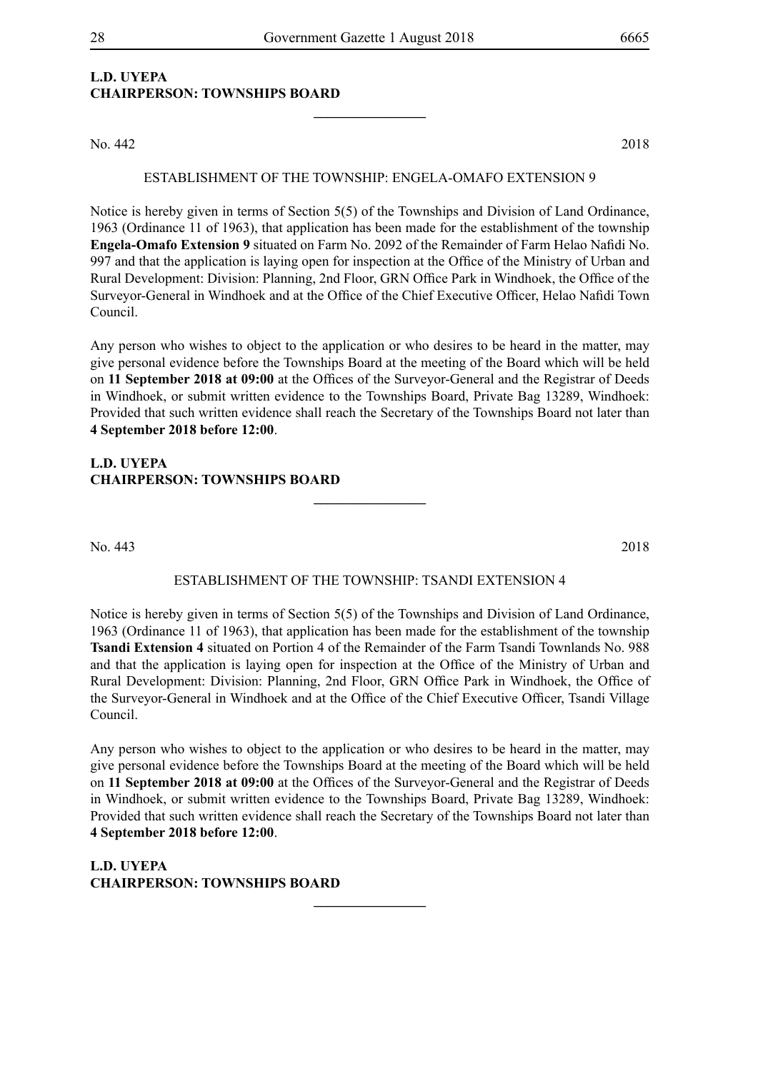**L.D. UYEPA**
**CHAIRPERSON: TOWNSHIPS BOARD**

---

No. 442 2018

ESTABLISHMENT OF THE TOWNSHIP: ENGELA-OMAFO EXTENSION 9

Notice is hereby given in terms of Section 5(5) of the Townships and Division of Land Ordinance, 1963 (Ordinance 11 of 1963), that application has been made for the establishment of the township **Engela-Omafo Extension 9** situated on Farm No. 2092 of the Remainder of Farm Helao Nafidi No. 997 and that the application is laying open for inspection at the Office of the Ministry of Urban and Rural Development: Division: Planning, 2nd Floor, GRN Office Park in Windhoek, the Office of the Surveyor-General in Windhoek and at the Office of the Chief Executive Officer, Helao Nafidi Town Council.

Any person who wishes to object to the application or who desires to be heard in the matter, may give personal evidence before the Townships Board at the meeting of the Board which will be held on **11 September 2018 at 09:00** at the Offices of the Surveyor-General and the Registrar of Deeds in Windhoek, or submit written evidence to the Townships Board, Private Bag 13289, Windhoek: Provided that such written evidence shall reach the Secretary of the Townships Board not later than **4 September 2018 before 12:00**.

**L.D. UYEPA**
**CHAIRPERSON: TOWNSHIPS BOARD**

---

No. 443 2018

ESTABLISHMENT OF THE TOWNSHIP: TSANDI EXTENSION 4

Notice is hereby given in terms of Section 5(5) of the Townships and Division of Land Ordinance, 1963 (Ordinance 11 of 1963), that application has been made for the establishment of the township **Tsandi Extension 4** situated on Portion 4 of the Remainder of the Farm Tsandi Townlands No. 988 and that the application is laying open for inspection at the Office of the Ministry of Urban and Rural Development: Division: Planning, 2nd Floor, GRN Office Park in Windhoek, the Office of the Surveyor-General in Windhoek and at the Office of the Chief Executive Officer, Tsandi Village Council.

Any person who wishes to object to the application or who desires to be heard in the matter, may give personal evidence before the Townships Board at the meeting of the Board which will be held on **11 September 2018 at 09:00** at the Offices of the Surveyor-General and the Registrar of Deeds in Windhoek, or submit written evidence to the Townships Board, Private Bag 13289, Windhoek: Provided that such written evidence shall reach the Secretary of the Townships Board not later than **4 September 2018 before 12:00**.

**L.D. UYEPA**
**CHAIRPERSON: TOWNSHIPS BOARD**

---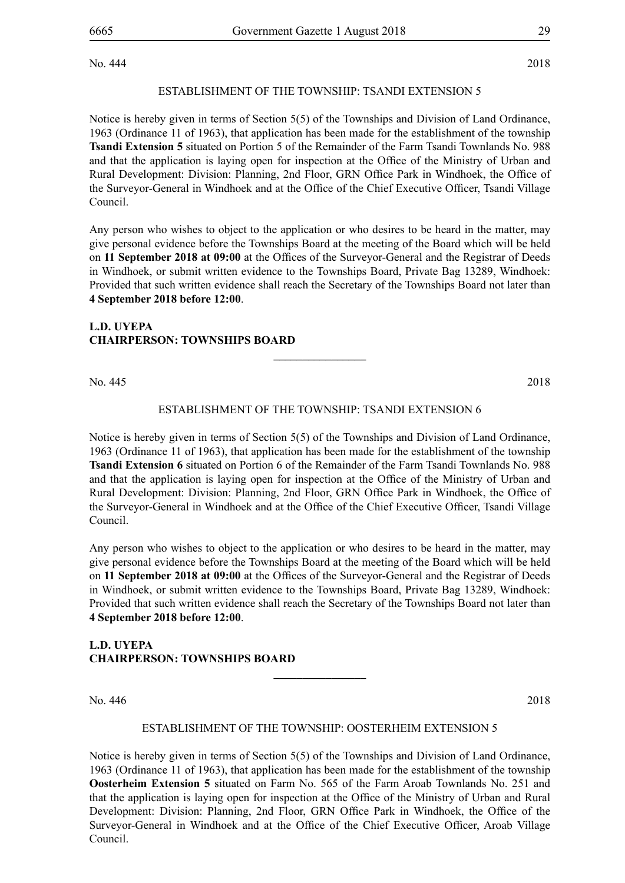No. 444 2018

ESTABLISHMENT OF THE TOWNSHIP: TSANDI EXTENSION 5

Notice is hereby given in terms of Section 5(5) of the Townships and Division of Land Ordinance, 1963 (Ordinance 11 of 1963), that application has been made for the establishment of the township **Tsandi Extension 5** situated on Portion 5 of the Remainder of the Farm Tsandi Townlands No. 988 and that the application is laying open for inspection at the Office of the Ministry of Urban and Rural Development: Division: Planning, 2nd Floor, GRN Office Park in Windhoek, the Office of the Surveyor-General in Windhoek and at the Office of the Chief Executive Officer, Tsandi Village Council.

Any person who wishes to object to the application or who desires to be heard in the matter, may give personal evidence before the Townships Board at the meeting of the Board which will be held on **11 September 2018 at 09:00** at the Offices of the Surveyor-General and the Registrar of Deeds in Windhoek, or submit written evidence to the Townships Board, Private Bag 13289, Windhoek: Provided that such written evidence shall reach the Secretary of the Townships Board not later than **4 September 2018 before 12:00**.

**L.D. UYEPA**
**CHAIRPERSON: TOWNSHIPS BOARD**

---

No. 445 2018

ESTABLISHMENT OF THE TOWNSHIP: TSANDI EXTENSION 6

Notice is hereby given in terms of Section 5(5) of the Townships and Division of Land Ordinance, 1963 (Ordinance 11 of 1963), that application has been made for the establishment of the township **Tsandi Extension 6** situated on Portion 6 of the Remainder of the Farm Tsandi Townlands No. 988 and that the application is laying open for inspection at the Office of the Ministry of Urban and Rural Development: Division: Planning, 2nd Floor, GRN Office Park in Windhoek, the Office of the Surveyor-General in Windhoek and at the Office of the Chief Executive Officer, Tsandi Village Council.

Any person who wishes to object to the application or who desires to be heard in the matter, may give personal evidence before the Townships Board at the meeting of the Board which will be held on **11 September 2018 at 09:00** at the Offices of the Surveyor-General and the Registrar of Deeds in Windhoek, or submit written evidence to the Townships Board, Private Bag 13289, Windhoek: Provided that such written evidence shall reach the Secretary of the Townships Board not later than **4 September 2018 before 12:00**.

**L.D. UYEPA**
**CHAIRPERSON: TOWNSHIPS BOARD**

---

No. 446 2018

ESTABLISHMENT OF THE TOWNSHIP: OOSTERHEIM EXTENSION 5

Notice is hereby given in terms of Section 5(5) of the Townships and Division of Land Ordinance, 1963 (Ordinance 11 of 1963), that application has been made for the establishment of the township **Oosterheim Extension 5** situated on Farm No. 565 of the Farm Aroab Townlands No. 251 and that the application is laying open for inspection at the Office of the Ministry of Urban and Rural Development: Division: Planning, 2nd Floor, GRN Office Park in Windhoek, the Office of the Surveyor-General in Windhoek and at the Office of the Chief Executive Officer, Aroab Village Council.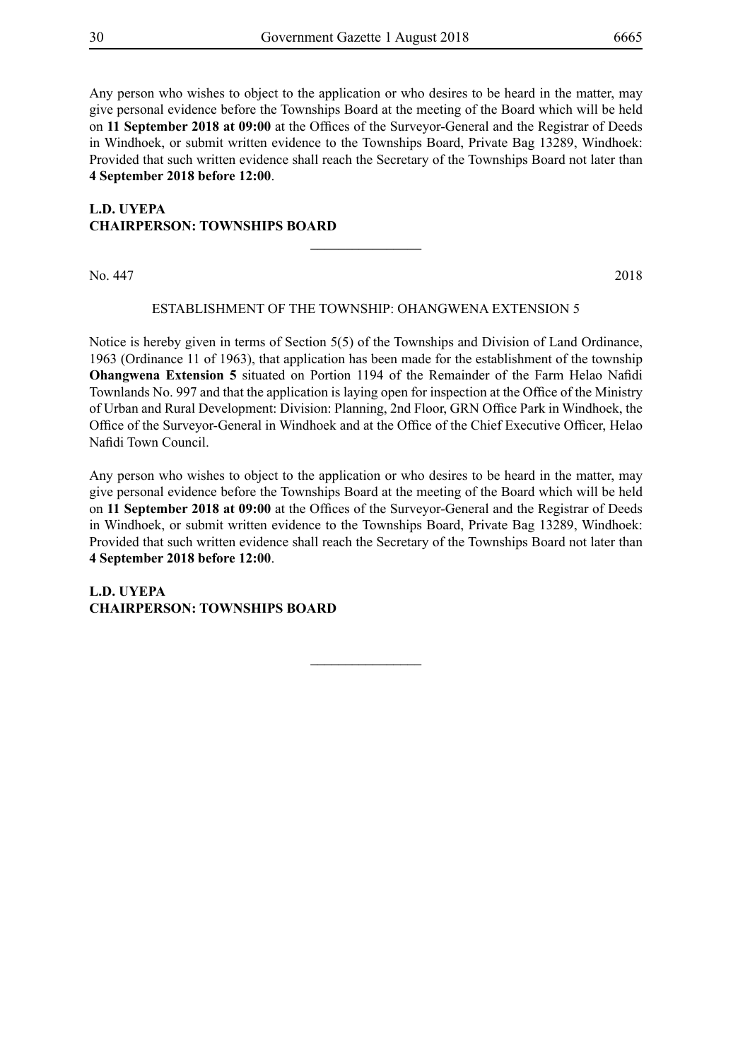Any person who wishes to object to the application or who desires to be heard in the matter, may give personal evidence before the Townships Board at the meeting of the Board which will be held on **11 September 2018 at 09:00** at the Offices of the Surveyor-General and the Registrar of Deeds in Windhoek, or submit written evidence to the Townships Board, Private Bag 13289, Windhoek: Provided that such written evidence shall reach the Secretary of the Townships Board not later than **4 September 2018 before 12:00**.

**L.D. UYEPA**
**CHAIRPERSON: TOWNSHIPS BOARD**

---

No. 447 2018

ESTABLISHMENT OF THE TOWNSHIP: OHANGWENA EXTENSION 5

Notice is hereby given in terms of Section 5(5) of the Townships and Division of Land Ordinance, 1963 (Ordinance 11 of 1963), that application has been made for the establishment of the township **Ohangwena Extension 5** situated on Portion 1194 of the Remainder of the Farm Helao Nafidi Townlands No. 997 and that the application is laying open for inspection at the Office of the Ministry of Urban and Rural Development: Division: Planning, 2nd Floor, GRN Office Park in Windhoek, the Office of the Surveyor-General in Windhoek and at the Office of the Chief Executive Officer, Helao Nafidi Town Council.

Any person who wishes to object to the application or who desires to be heard in the matter, may give personal evidence before the Townships Board at the meeting of the Board which will be held on **11 September 2018 at 09:00** at the Offices of the Surveyor-General and the Registrar of Deeds in Windhoek, or submit written evidence to the Townships Board, Private Bag 13289, Windhoek: Provided that such written evidence shall reach the Secretary of the Townships Board not later than **4 September 2018 before 12:00**.

**L.D. UYEPA**
**CHAIRPERSON: TOWNSHIPS BOARD**

---